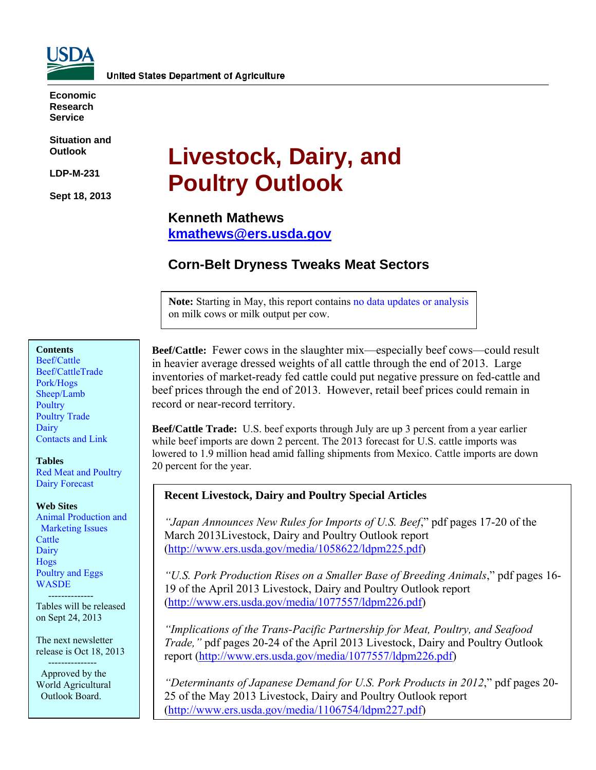United States Department of Agriculture

Economic Research Service

Situation and Outlook

LDP-M-231

Sept 18, 2013

# Livestock, Dairy, and Poultry Outlook

**Kenneth Mathews**
**kmathews@ers.usda.gov**

## Corn-Belt Dryness Tweaks Meat Sectors

> **Note:** Starting in May, this report contains no data updates or analysis on milk cows or milk output per cow.

**Contents**
- Beef/Cattle
- Beef/CattleTrade
- Pork/Hogs
- Sheep/Lamb
- Poultry
- Poultry Trade
- Dairy
- Contacts and Link

**Tables**
- Red Meat and Poultry
- Dairy Forecast

**Web Sites**
- Animal Production and Marketing Issues
- Cattle
- Dairy
- Hogs
- Poultry and Eggs
- WASDE

--------------

Tables will be released on Sept 24, 2013

The next newsletter release is Oct 18, 2013

---------------

Approved by the World Agricultural Outlook Board.

**Beef/Cattle:** Fewer cows in the slaughter mix—especially beef cows—could result in heavier average dressed weights of all cattle through the end of 2013. Large inventories of market-ready fed cattle could put negative pressure on fed-cattle and beef prices through the end of 2013. However, retail beef prices could remain in record or near-record territory.

**Beef/Cattle Trade:** U.S. beef exports through July are up 3 percent from a year earlier while beef imports are down 2 percent. The 2013 forecast for U.S. cattle imports was lowered to 1.9 million head amid falling shipments from Mexico. Cattle imports are down 20 percent for the year.

**Recent Livestock, Dairy and Poultry Special Articles**

*"Japan Announces New Rules for Imports of U.S. Beef*," pdf pages 17-20 of the March 2013Livestock, Dairy and Poultry Outlook report (http://www.ers.usda.gov/media/1058622/ldpm225.pdf)

*"U.S. Pork Production Rises on a Smaller Base of Breeding Animals*," pdf pages 16-19 of the April 2013 Livestock, Dairy and Poultry Outlook report (http://www.ers.usda.gov/media/1077557/ldpm226.pdf)

*"Implications of the Trans-Pacific Partnership for Meat, Poultry, and Seafood Trade,"* pdf pages 20-24 of the April 2013 Livestock, Dairy and Poultry Outlook report (http://www.ers.usda.gov/media/1077557/ldpm226.pdf)

*"Determinants of Japanese Demand for U.S. Pork Products in 2012*," pdf pages 20-25 of the May 2013 Livestock, Dairy and Poultry Outlook report (http://www.ers.usda.gov/media/1106754/ldpm227.pdf)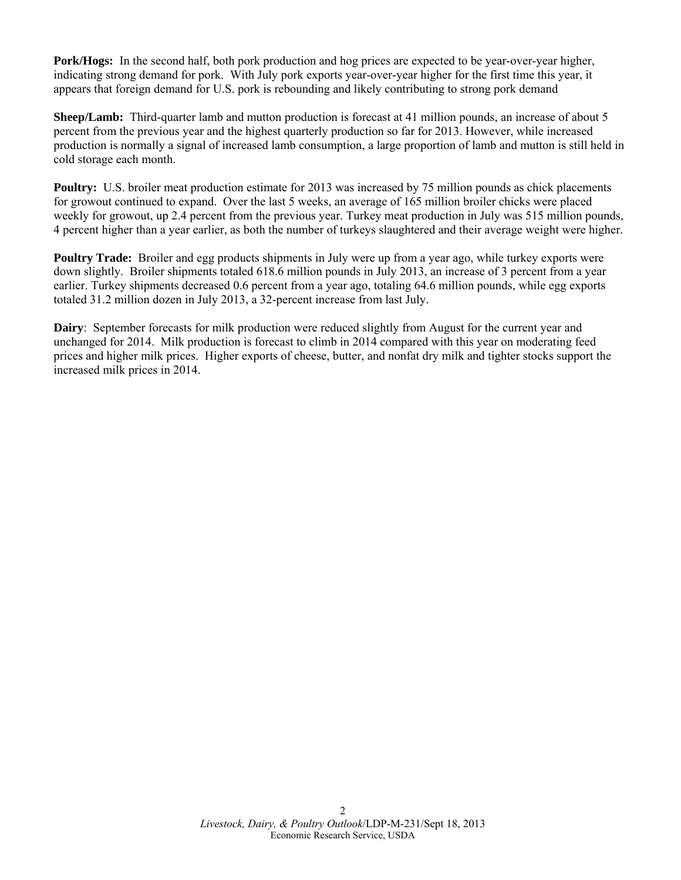**Pork/Hogs:** In the second half, both pork production and hog prices are expected to be year-over-year higher, indicating strong demand for pork. With July pork exports year-over-year higher for the first time this year, it appears that foreign demand for U.S. pork is rebounding and likely contributing to strong pork demand

**Sheep/Lamb:** Third-quarter lamb and mutton production is forecast at 41 million pounds, an increase of about 5 percent from the previous year and the highest quarterly production so far for 2013. However, while increased production is normally a signal of increased lamb consumption, a large proportion of lamb and mutton is still held in cold storage each month.

**Poultry:** U.S. broiler meat production estimate for 2013 was increased by 75 million pounds as chick placements for growout continued to expand. Over the last 5 weeks, an average of 165 million broiler chicks were placed weekly for growout, up 2.4 percent from the previous year. Turkey meat production in July was 515 million pounds, 4 percent higher than a year earlier, as both the number of turkeys slaughtered and their average weight were higher.

**Poultry Trade:** Broiler and egg products shipments in July were up from a year ago, while turkey exports were down slightly. Broiler shipments totaled 618.6 million pounds in July 2013, an increase of 3 percent from a year earlier. Turkey shipments decreased 0.6 percent from a year ago, totaling 64.6 million pounds, while egg exports totaled 31.2 million dozen in July 2013, a 32-percent increase from last July.

**Dairy**: September forecasts for milk production were reduced slightly from August for the current year and unchanged for 2014. Milk production is forecast to climb in 2014 compared with this year on moderating feed prices and higher milk prices. Higher exports of cheese, butter, and nonfat dry milk and tighter stocks support the increased milk prices in 2014.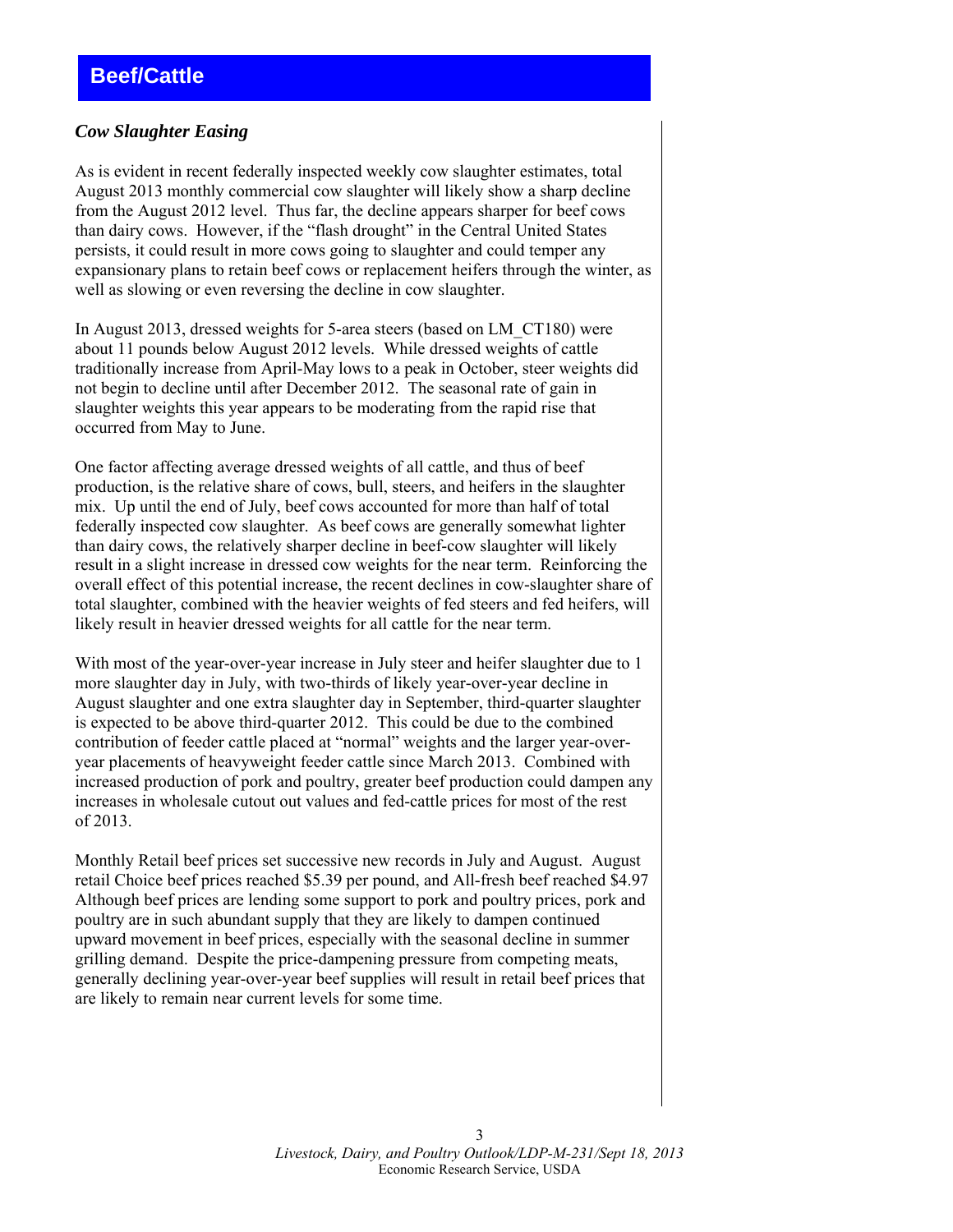# Beef/Cattle

### *Cow Slaughter Easing*

As is evident in recent federally inspected weekly cow slaughter estimates, total August 2013 monthly commercial cow slaughter will likely show a sharp decline from the August 2012 level. Thus far, the decline appears sharper for beef cows than dairy cows. However, if the "flash drought" in the Central United States persists, it could result in more cows going to slaughter and could temper any expansionary plans to retain beef cows or replacement heifers through the winter, as well as slowing or even reversing the decline in cow slaughter.

In August 2013, dressed weights for 5-area steers (based on LM_CT180) were about 11 pounds below August 2012 levels. While dressed weights of cattle traditionally increase from April-May lows to a peak in October, steer weights did not begin to decline until after December 2012. The seasonal rate of gain in slaughter weights this year appears to be moderating from the rapid rise that occurred from May to June.

One factor affecting average dressed weights of all cattle, and thus of beef production, is the relative share of cows, bull, steers, and heifers in the slaughter mix. Up until the end of July, beef cows accounted for more than half of total federally inspected cow slaughter. As beef cows are generally somewhat lighter than dairy cows, the relatively sharper decline in beef-cow slaughter will likely result in a slight increase in dressed cow weights for the near term. Reinforcing the overall effect of this potential increase, the recent declines in cow-slaughter share of total slaughter, combined with the heavier weights of fed steers and fed heifers, will likely result in heavier dressed weights for all cattle for the near term.

With most of the year-over-year increase in July steer and heifer slaughter due to 1 more slaughter day in July, with two-thirds of likely year-over-year decline in August slaughter and one extra slaughter day in September, third-quarter slaughter is expected to be above third-quarter 2012. This could be due to the combined contribution of feeder cattle placed at "normal" weights and the larger year-over-year placements of heavyweight feeder cattle since March 2013. Combined with increased production of pork and poultry, greater beef production could dampen any increases in wholesale cutout out values and fed-cattle prices for most of the rest of 2013.

Monthly Retail beef prices set successive new records in July and August. August retail Choice beef prices reached $5.39 per pound, and All-fresh beef reached $4.97 Although beef prices are lending some support to pork and poultry prices, pork and poultry are in such abundant supply that they are likely to dampen continued upward movement in beef prices, especially with the seasonal decline in summer grilling demand. Despite the price-dampening pressure from competing meats, generally declining year-over-year beef supplies will result in retail beef prices that are likely to remain near current levels for some time.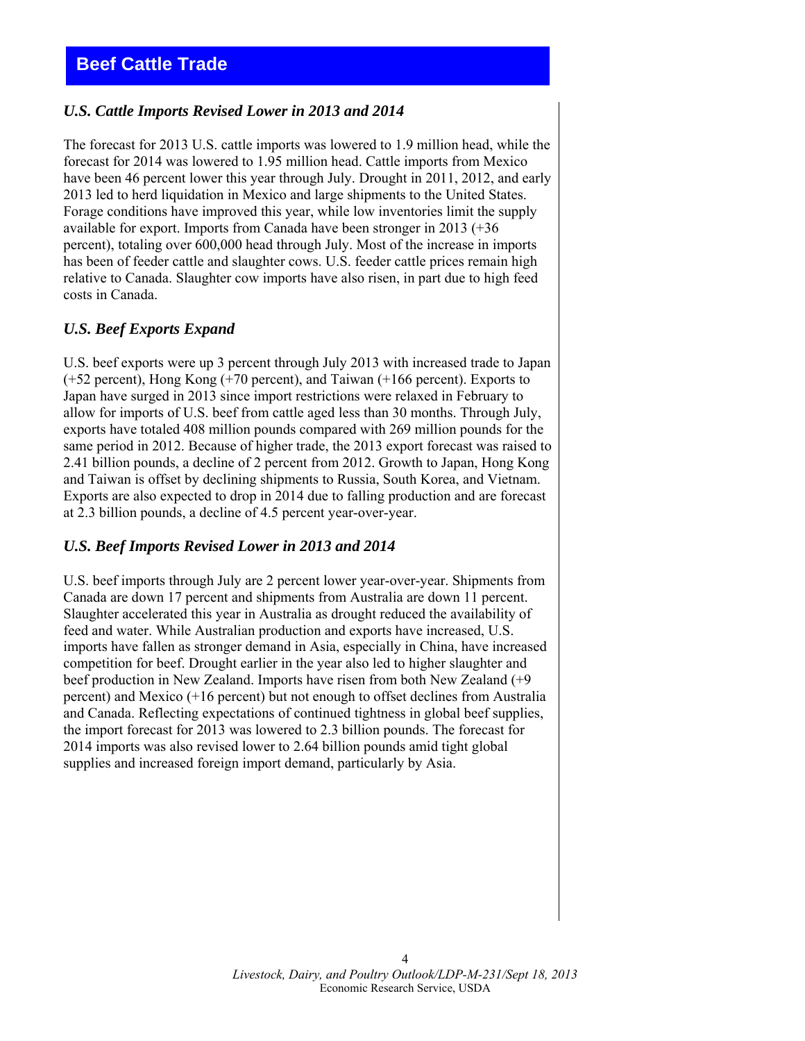# Beef Cattle Trade

### *U.S. Cattle Imports Revised Lower in 2013 and 2014*

The forecast for 2013 U.S. cattle imports was lowered to 1.9 million head, while the forecast for 2014 was lowered to 1.95 million head. Cattle imports from Mexico have been 46 percent lower this year through July. Drought in 2011, 2012, and early 2013 led to herd liquidation in Mexico and large shipments to the United States. Forage conditions have improved this year, while low inventories limit the supply available for export. Imports from Canada have been stronger in 2013 (+36 percent), totaling over 600,000 head through July. Most of the increase in imports has been of feeder cattle and slaughter cows. U.S. feeder cattle prices remain high relative to Canada. Slaughter cow imports have also risen, in part due to high feed costs in Canada.

### *U.S. Beef Exports Expand*

U.S. beef exports were up 3 percent through July 2013 with increased trade to Japan (+52 percent), Hong Kong (+70 percent), and Taiwan (+166 percent). Exports to Japan have surged in 2013 since import restrictions were relaxed in February to allow for imports of U.S. beef from cattle aged less than 30 months. Through July, exports have totaled 408 million pounds compared with 269 million pounds for the same period in 2012. Because of higher trade, the 2013 export forecast was raised to 2.41 billion pounds, a decline of 2 percent from 2012. Growth to Japan, Hong Kong and Taiwan is offset by declining shipments to Russia, South Korea, and Vietnam. Exports are also expected to drop in 2014 due to falling production and are forecast at 2.3 billion pounds, a decline of 4.5 percent year-over-year.

### *U.S. Beef Imports Revised Lower in 2013 and 2014*

U.S. beef imports through July are 2 percent lower year-over-year. Shipments from Canada are down 17 percent and shipments from Australia are down 11 percent. Slaughter accelerated this year in Australia as drought reduced the availability of feed and water. While Australian production and exports have increased, U.S. imports have fallen as stronger demand in Asia, especially in China, have increased competition for beef. Drought earlier in the year also led to higher slaughter and beef production in New Zealand. Imports have risen from both New Zealand (+9 percent) and Mexico (+16 percent) but not enough to offset declines from Australia and Canada. Reflecting expectations of continued tightness in global beef supplies, the import forecast for 2013 was lowered to 2.3 billion pounds. The forecast for 2014 imports was also revised lower to 2.64 billion pounds amid tight global supplies and increased foreign import demand, particularly by Asia.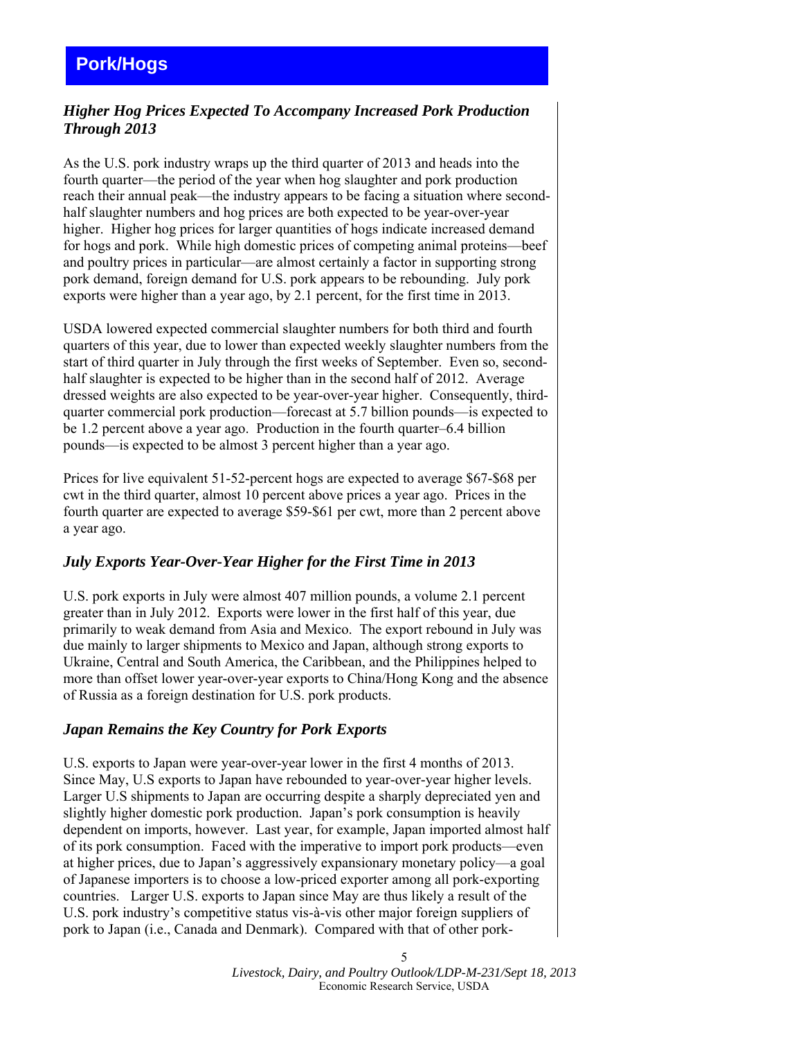# Pork/Hogs

### *Higher Hog Prices Expected To Accompany Increased Pork Production Through 2013*

As the U.S. pork industry wraps up the third quarter of 2013 and heads into the fourth quarter—the period of the year when hog slaughter and pork production reach their annual peak—the industry appears to be facing a situation where second-half slaughter numbers and hog prices are both expected to be year-over-year higher. Higher hog prices for larger quantities of hogs indicate increased demand for hogs and pork. While high domestic prices of competing animal proteins—beef and poultry prices in particular—are almost certainly a factor in supporting strong pork demand, foreign demand for U.S. pork appears to be rebounding. July pork exports were higher than a year ago, by 2.1 percent, for the first time in 2013.

USDA lowered expected commercial slaughter numbers for both third and fourth quarters of this year, due to lower than expected weekly slaughter numbers from the start of third quarter in July through the first weeks of September. Even so, second-half slaughter is expected to be higher than in the second half of 2012. Average dressed weights are also expected to be year-over-year higher. Consequently, third-quarter commercial pork production—forecast at 5.7 billion pounds—is expected to be 1.2 percent above a year ago. Production in the fourth quarter–6.4 billion pounds—is expected to be almost 3 percent higher than a year ago.

Prices for live equivalent 51-52-percent hogs are expected to average $67-$68 per cwt in the third quarter, almost 10 percent above prices a year ago. Prices in the fourth quarter are expected to average $59-$61 per cwt, more than 2 percent above a year ago.

### *July Exports Year-Over-Year Higher for the First Time in 2013*

U.S. pork exports in July were almost 407 million pounds, a volume 2.1 percent greater than in July 2012. Exports were lower in the first half of this year, due primarily to weak demand from Asia and Mexico. The export rebound in July was due mainly to larger shipments to Mexico and Japan, although strong exports to Ukraine, Central and South America, the Caribbean, and the Philippines helped to more than offset lower year-over-year exports to China/Hong Kong and the absence of Russia as a foreign destination for U.S. pork products.

### *Japan Remains the Key Country for Pork Exports*

U.S. exports to Japan were year-over-year lower in the first 4 months of 2013. Since May, U.S exports to Japan have rebounded to year-over-year higher levels. Larger U.S shipments to Japan are occurring despite a sharply depreciated yen and slightly higher domestic pork production. Japan's pork consumption is heavily dependent on imports, however. Last year, for example, Japan imported almost half of its pork consumption. Faced with the imperative to import pork products—even at higher prices, due to Japan's aggressively expansionary monetary policy—a goal of Japanese importers is to choose a low-priced exporter among all pork-exporting countries. Larger U.S. exports to Japan since May are thus likely a result of the U.S. pork industry's competitive status vis-à-vis other major foreign suppliers of pork to Japan (i.e., Canada and Denmark). Compared with that of other pork-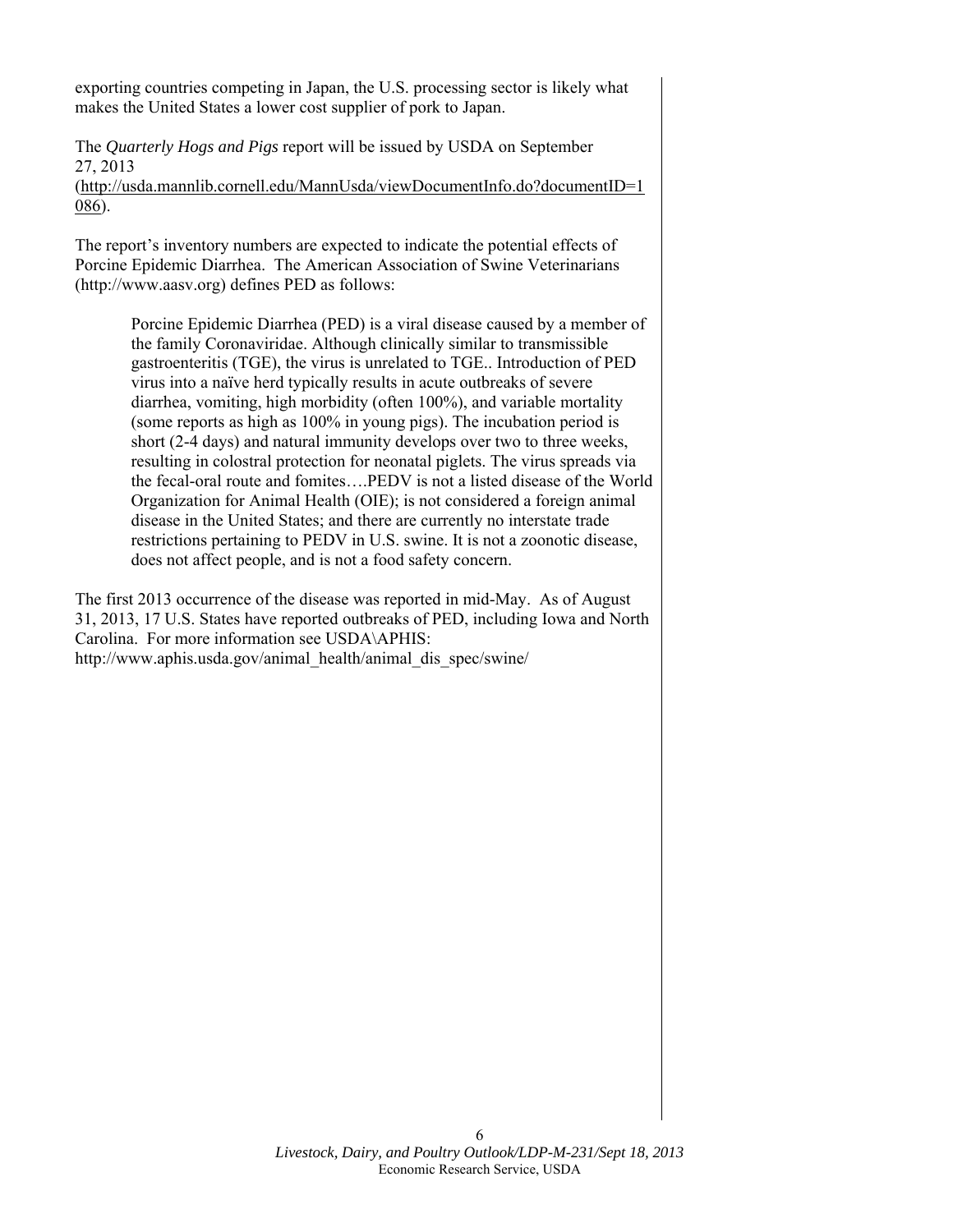exporting countries competing in Japan, the U.S. processing sector is likely what makes the United States a lower cost supplier of pork to Japan.

The *Quarterly Hogs and Pigs* report will be issued by USDA on September 27, 2013 (http://usda.mannlib.cornell.edu/MannUsda/viewDocumentInfo.do?documentID=1086).

The report's inventory numbers are expected to indicate the potential effects of Porcine Epidemic Diarrhea. The American Association of Swine Veterinarians (http://www.aasv.org) defines PED as follows:

> Porcine Epidemic Diarrhea (PED) is a viral disease caused by a member of the family Coronaviridae. Although clinically similar to transmissible gastroenteritis (TGE), the virus is unrelated to TGE.. Introduction of PED virus into a naïve herd typically results in acute outbreaks of severe diarrhea, vomiting, high morbidity (often 100%), and variable mortality (some reports as high as 100% in young pigs). The incubation period is short (2-4 days) and natural immunity develops over two to three weeks, resulting in colostral protection for neonatal piglets. The virus spreads via the fecal-oral route and fomites….PEDV is not a listed disease of the World Organization for Animal Health (OIE); is not considered a foreign animal disease in the United States; and there are currently no interstate trade restrictions pertaining to PEDV in U.S. swine. It is not a zoonotic disease, does not affect people, and is not a food safety concern.

The first 2013 occurrence of the disease was reported in mid-May. As of August 31, 2013, 17 U.S. States have reported outbreaks of PED, including Iowa and North Carolina. For more information see USDA\APHIS: http://www.aphis.usda.gov/animal_health/animal_dis_spec/swine/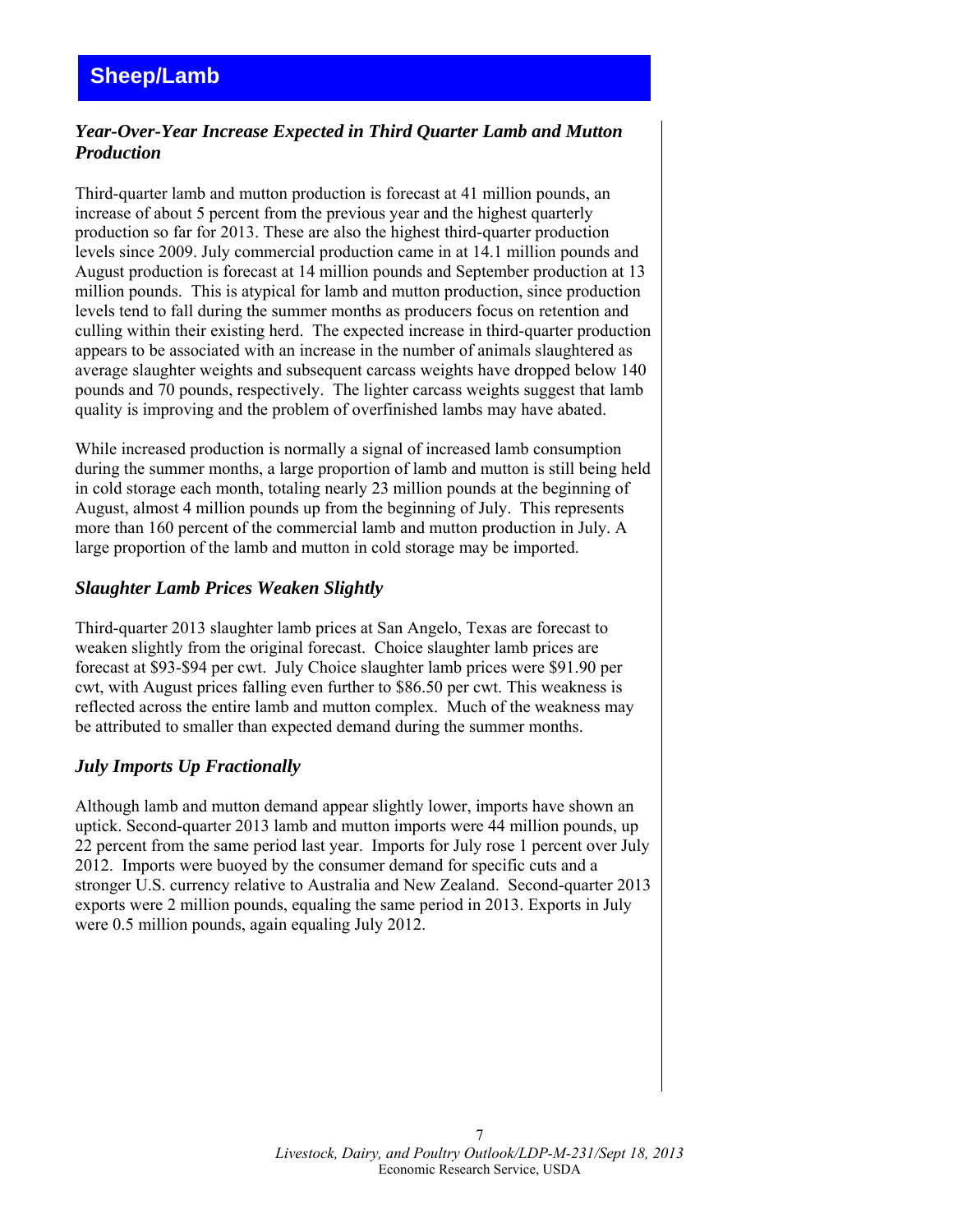# Sheep/Lamb

### *Year-Over-Year Increase Expected in Third Quarter Lamb and Mutton Production*

Third-quarter lamb and mutton production is forecast at 41 million pounds, an increase of about 5 percent from the previous year and the highest quarterly production so far for 2013. These are also the highest third-quarter production levels since 2009. July commercial production came in at 14.1 million pounds and August production is forecast at 14 million pounds and September production at 13 million pounds. This is atypical for lamb and mutton production, since production levels tend to fall during the summer months as producers focus on retention and culling within their existing herd. The expected increase in third-quarter production appears to be associated with an increase in the number of animals slaughtered as average slaughter weights and subsequent carcass weights have dropped below 140 pounds and 70 pounds, respectively. The lighter carcass weights suggest that lamb quality is improving and the problem of overfinished lambs may have abated.

While increased production is normally a signal of increased lamb consumption during the summer months, a large proportion of lamb and mutton is still being held in cold storage each month, totaling nearly 23 million pounds at the beginning of August, almost 4 million pounds up from the beginning of July. This represents more than 160 percent of the commercial lamb and mutton production in July. A large proportion of the lamb and mutton in cold storage may be imported.

### *Slaughter Lamb Prices Weaken Slightly*

Third-quarter 2013 slaughter lamb prices at San Angelo, Texas are forecast to weaken slightly from the original forecast. Choice slaughter lamb prices are forecast at $93-$94 per cwt. July Choice slaughter lamb prices were $91.90 per cwt, with August prices falling even further to $86.50 per cwt. This weakness is reflected across the entire lamb and mutton complex. Much of the weakness may be attributed to smaller than expected demand during the summer months.

### *July Imports Up Fractionally*

Although lamb and mutton demand appear slightly lower, imports have shown an uptick. Second-quarter 2013 lamb and mutton imports were 44 million pounds, up 22 percent from the same period last year. Imports for July rose 1 percent over July 2012. Imports were buoyed by the consumer demand for specific cuts and a stronger U.S. currency relative to Australia and New Zealand. Second-quarter 2013 exports were 2 million pounds, equaling the same period in 2013. Exports in July were 0.5 million pounds, again equaling July 2012.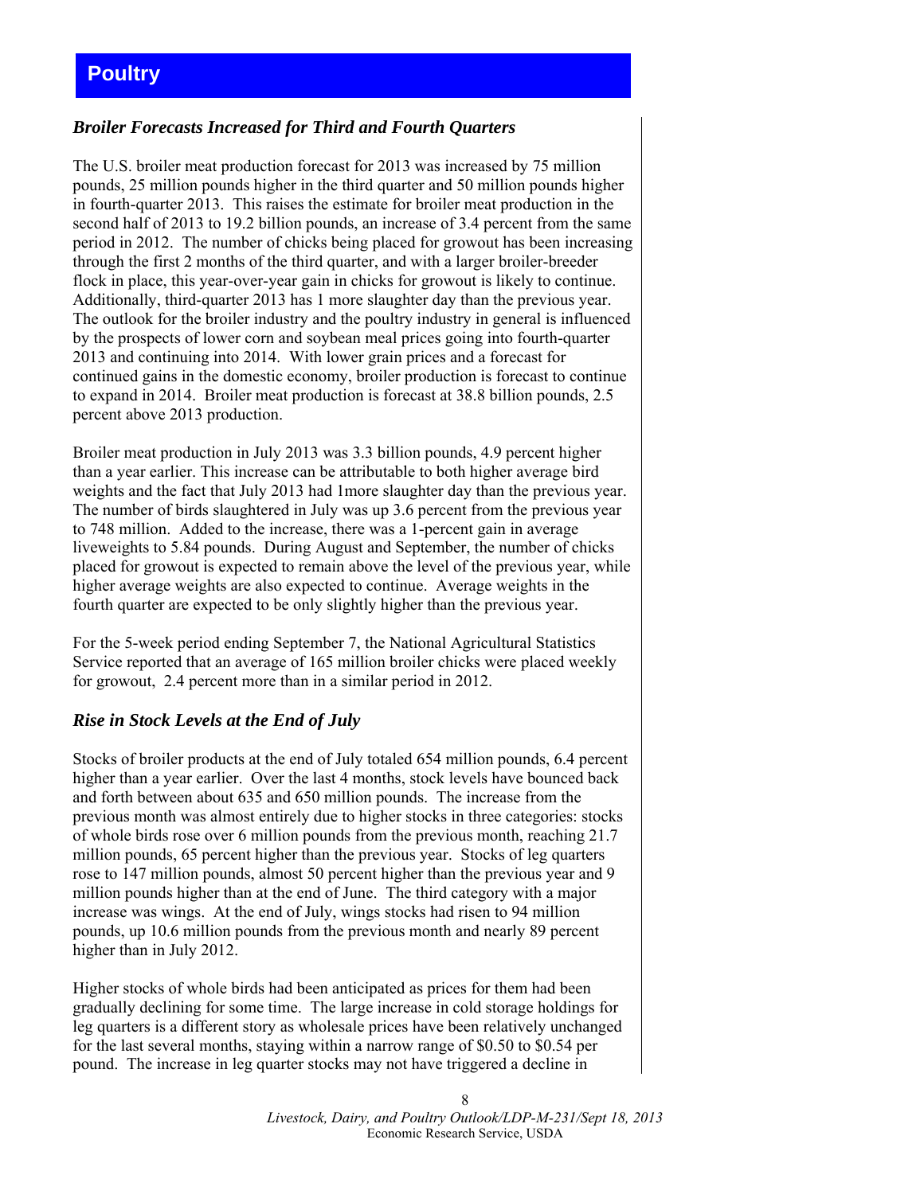# Poultry

### *Broiler Forecasts Increased for Third and Fourth Quarters*

The U.S. broiler meat production forecast for 2013 was increased by 75 million pounds, 25 million pounds higher in the third quarter and 50 million pounds higher in fourth-quarter 2013. This raises the estimate for broiler meat production in the second half of 2013 to 19.2 billion pounds, an increase of 3.4 percent from the same period in 2012. The number of chicks being placed for growout has been increasing through the first 2 months of the third quarter, and with a larger broiler-breeder flock in place, this year-over-year gain in chicks for growout is likely to continue. Additionally, third-quarter 2013 has 1 more slaughter day than the previous year. The outlook for the broiler industry and the poultry industry in general is influenced by the prospects of lower corn and soybean meal prices going into fourth-quarter 2013 and continuing into 2014. With lower grain prices and a forecast for continued gains in the domestic economy, broiler production is forecast to continue to expand in 2014. Broiler meat production is forecast at 38.8 billion pounds, 2.5 percent above 2013 production.

Broiler meat production in July 2013 was 3.3 billion pounds, 4.9 percent higher than a year earlier. This increase can be attributable to both higher average bird weights and the fact that July 2013 had 1more slaughter day than the previous year. The number of birds slaughtered in July was up 3.6 percent from the previous year to 748 million. Added to the increase, there was a 1-percent gain in average liveweights to 5.84 pounds. During August and September, the number of chicks placed for growout is expected to remain above the level of the previous year, while higher average weights are also expected to continue. Average weights in the fourth quarter are expected to be only slightly higher than the previous year.

For the 5-week period ending September 7, the National Agricultural Statistics Service reported that an average of 165 million broiler chicks were placed weekly for growout, 2.4 percent more than in a similar period in 2012.

### *Rise in Stock Levels at the End of July*

Stocks of broiler products at the end of July totaled 654 million pounds, 6.4 percent higher than a year earlier. Over the last 4 months, stock levels have bounced back and forth between about 635 and 650 million pounds. The increase from the previous month was almost entirely due to higher stocks in three categories: stocks of whole birds rose over 6 million pounds from the previous month, reaching 21.7 million pounds, 65 percent higher than the previous year. Stocks of leg quarters rose to 147 million pounds, almost 50 percent higher than the previous year and 9 million pounds higher than at the end of June. The third category with a major increase was wings. At the end of July, wings stocks had risen to 94 million pounds, up 10.6 million pounds from the previous month and nearly 89 percent higher than in July 2012.

Higher stocks of whole birds had been anticipated as prices for them had been gradually declining for some time. The large increase in cold storage holdings for leg quarters is a different story as wholesale prices have been relatively unchanged for the last several months, staying within a narrow range of $0.50 to $0.54 per pound. The increase in leg quarter stocks may not have triggered a decline in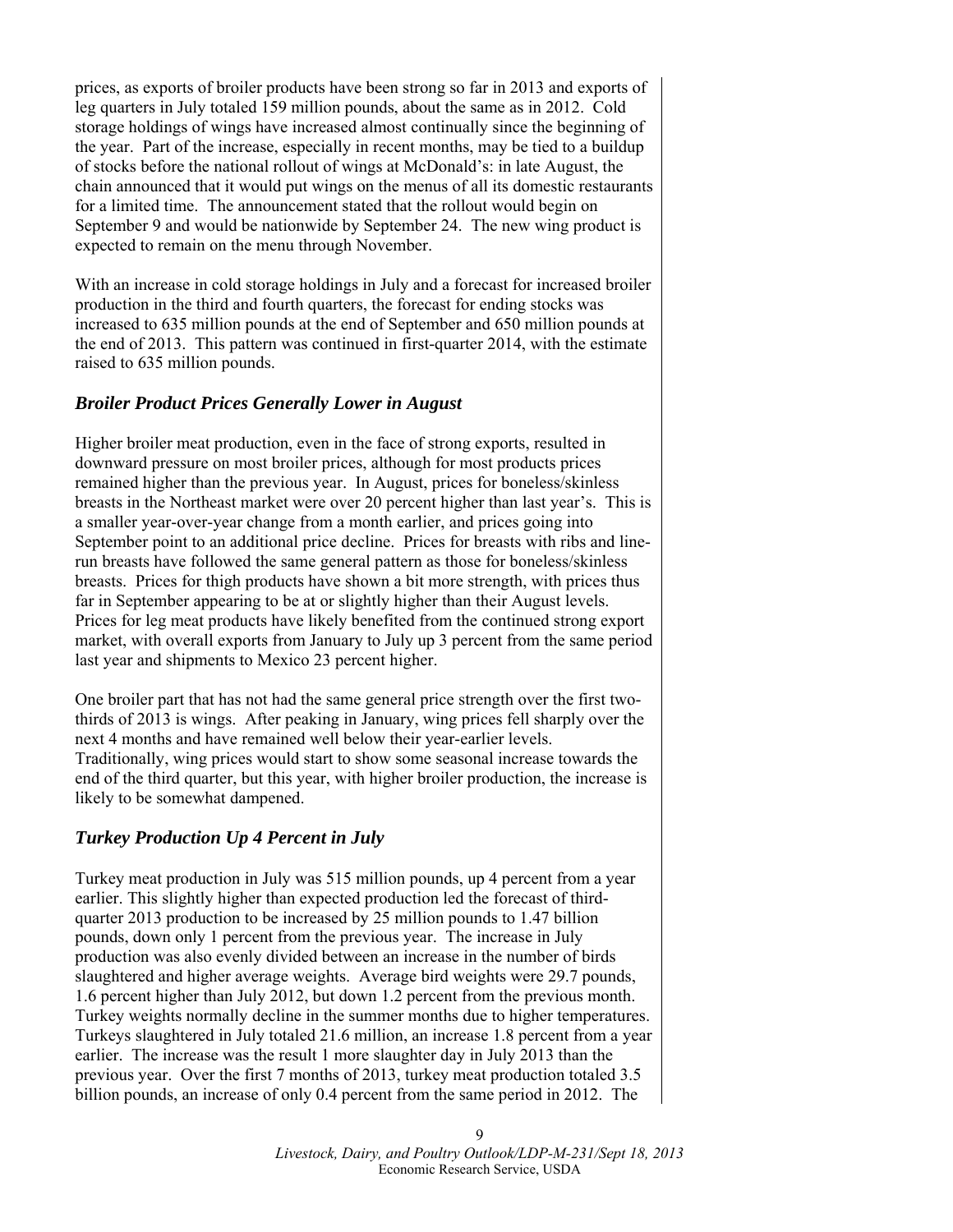prices, as exports of broiler products have been strong so far in 2013 and exports of leg quarters in July totaled 159 million pounds, about the same as in 2012. Cold storage holdings of wings have increased almost continually since the beginning of the year. Part of the increase, especially in recent months, may be tied to a buildup of stocks before the national rollout of wings at McDonald's: in late August, the chain announced that it would put wings on the menus of all its domestic restaurants for a limited time. The announcement stated that the rollout would begin on September 9 and would be nationwide by September 24. The new wing product is expected to remain on the menu through November.

With an increase in cold storage holdings in July and a forecast for increased broiler production in the third and fourth quarters, the forecast for ending stocks was increased to 635 million pounds at the end of September and 650 million pounds at the end of 2013. This pattern was continued in first-quarter 2014, with the estimate raised to 635 million pounds.

## *Broiler Product Prices Generally Lower in August*

Higher broiler meat production, even in the face of strong exports, resulted in downward pressure on most broiler prices, although for most products prices remained higher than the previous year. In August, prices for boneless/skinless breasts in the Northeast market were over 20 percent higher than last year's. This is a smaller year-over-year change from a month earlier, and prices going into September point to an additional price decline. Prices for breasts with ribs and line-run breasts have followed the same general pattern as those for boneless/skinless breasts. Prices for thigh products have shown a bit more strength, with prices thus far in September appearing to be at or slightly higher than their August levels. Prices for leg meat products have likely benefited from the continued strong export market, with overall exports from January to July up 3 percent from the same period last year and shipments to Mexico 23 percent higher.

One broiler part that has not had the same general price strength over the first two-thirds of 2013 is wings. After peaking in January, wing prices fell sharply over the next 4 months and have remained well below their year-earlier levels. Traditionally, wing prices would start to show some seasonal increase towards the end of the third quarter, but this year, with higher broiler production, the increase is likely to be somewhat dampened.

## *Turkey Production Up 4 Percent in July*

Turkey meat production in July was 515 million pounds, up 4 percent from a year earlier. This slightly higher than expected production led the forecast of third-quarter 2013 production to be increased by 25 million pounds to 1.47 billion pounds, down only 1 percent from the previous year. The increase in July production was also evenly divided between an increase in the number of birds slaughtered and higher average weights. Average bird weights were 29.7 pounds, 1.6 percent higher than July 2012, but down 1.2 percent from the previous month. Turkey weights normally decline in the summer months due to higher temperatures. Turkeys slaughtered in July totaled 21.6 million, an increase 1.8 percent from a year earlier. The increase was the result 1 more slaughter day in July 2013 than the previous year. Over the first 7 months of 2013, turkey meat production totaled 3.5 billion pounds, an increase of only 0.4 percent from the same period in 2012. The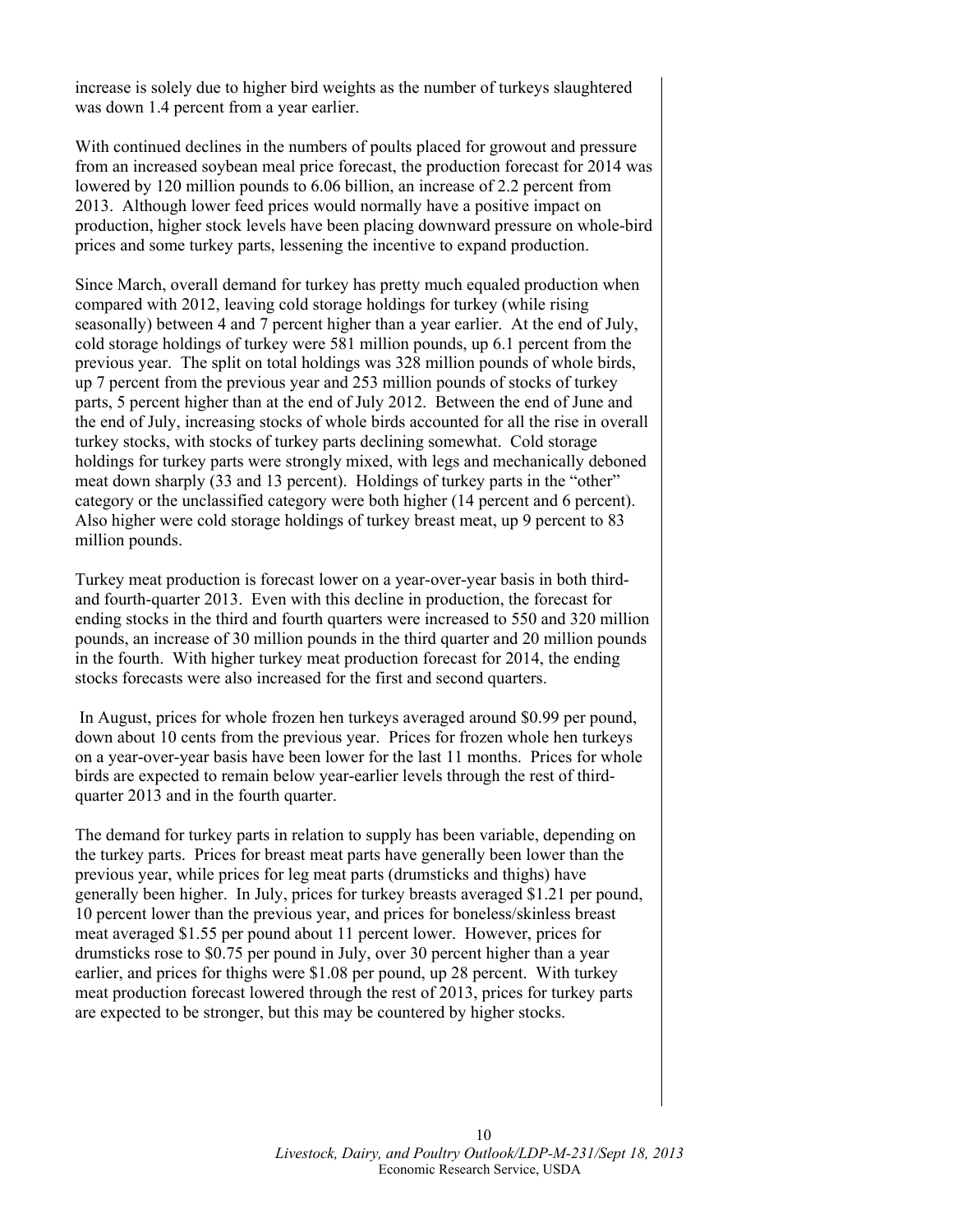increase is solely due to higher bird weights as the number of turkeys slaughtered was down 1.4 percent from a year earlier.

With continued declines in the numbers of poults placed for growout and pressure from an increased soybean meal price forecast, the production forecast for 2014 was lowered by 120 million pounds to 6.06 billion, an increase of 2.2 percent from 2013. Although lower feed prices would normally have a positive impact on production, higher stock levels have been placing downward pressure on whole-bird prices and some turkey parts, lessening the incentive to expand production.

Since March, overall demand for turkey has pretty much equaled production when compared with 2012, leaving cold storage holdings for turkey (while rising seasonally) between 4 and 7 percent higher than a year earlier. At the end of July, cold storage holdings of turkey were 581 million pounds, up 6.1 percent from the previous year. The split on total holdings was 328 million pounds of whole birds, up 7 percent from the previous year and 253 million pounds of stocks of turkey parts, 5 percent higher than at the end of July 2012. Between the end of June and the end of July, increasing stocks of whole birds accounted for all the rise in overall turkey stocks, with stocks of turkey parts declining somewhat. Cold storage holdings for turkey parts were strongly mixed, with legs and mechanically deboned meat down sharply (33 and 13 percent). Holdings of turkey parts in the "other" category or the unclassified category were both higher (14 percent and 6 percent). Also higher were cold storage holdings of turkey breast meat, up 9 percent to 83 million pounds.

Turkey meat production is forecast lower on a year-over-year basis in both third- and fourth-quarter 2013. Even with this decline in production, the forecast for ending stocks in the third and fourth quarters were increased to 550 and 320 million pounds, an increase of 30 million pounds in the third quarter and 20 million pounds in the fourth. With higher turkey meat production forecast for 2014, the ending stocks forecasts were also increased for the first and second quarters.

In August, prices for whole frozen hen turkeys averaged around $0.99 per pound, down about 10 cents from the previous year. Prices for frozen whole hen turkeys on a year-over-year basis have been lower for the last 11 months. Prices for whole birds are expected to remain below year-earlier levels through the rest of third-quarter 2013 and in the fourth quarter.

The demand for turkey parts in relation to supply has been variable, depending on the turkey parts. Prices for breast meat parts have generally been lower than the previous year, while prices for leg meat parts (drumsticks and thighs) have generally been higher. In July, prices for turkey breasts averaged $1.21 per pound, 10 percent lower than the previous year, and prices for boneless/skinless breast meat averaged $1.55 per pound about 11 percent lower. However, prices for drumsticks rose to $0.75 per pound in July, over 30 percent higher than a year earlier, and prices for thighs were $1.08 per pound, up 28 percent. With turkey meat production forecast lowered through the rest of 2013, prices for turkey parts are expected to be stronger, but this may be countered by higher stocks.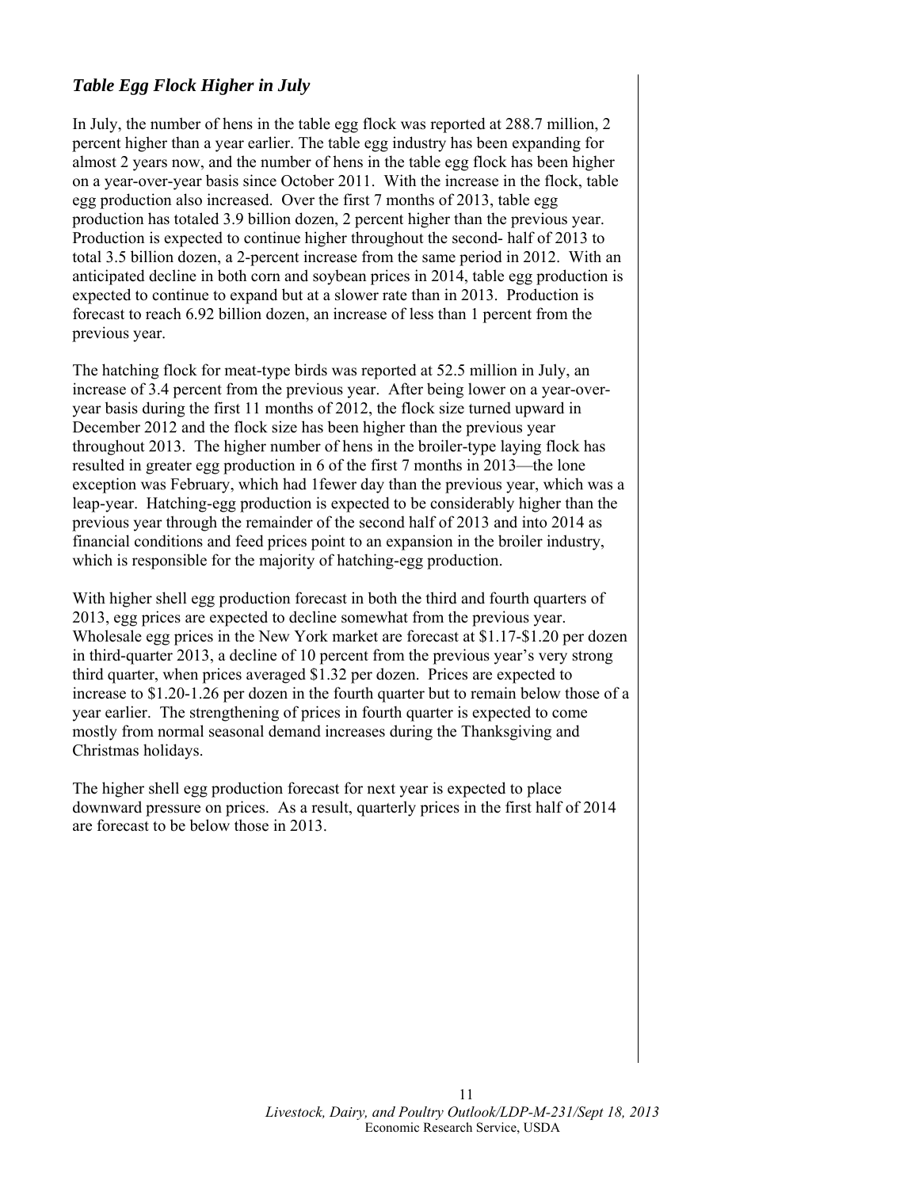### *Table Egg Flock Higher in July*

In July, the number of hens in the table egg flock was reported at 288.7 million, 2 percent higher than a year earlier. The table egg industry has been expanding for almost 2 years now, and the number of hens in the table egg flock has been higher on a year-over-year basis since October 2011. With the increase in the flock, table egg production also increased. Over the first 7 months of 2013, table egg production has totaled 3.9 billion dozen, 2 percent higher than the previous year. Production is expected to continue higher throughout the second- half of 2013 to total 3.5 billion dozen, a 2-percent increase from the same period in 2012. With an anticipated decline in both corn and soybean prices in 2014, table egg production is expected to continue to expand but at a slower rate than in 2013. Production is forecast to reach 6.92 billion dozen, an increase of less than 1 percent from the previous year.

The hatching flock for meat-type birds was reported at 52.5 million in July, an increase of 3.4 percent from the previous year. After being lower on a year-over-year basis during the first 11 months of 2012, the flock size turned upward in December 2012 and the flock size has been higher than the previous year throughout 2013. The higher number of hens in the broiler-type laying flock has resulted in greater egg production in 6 of the first 7 months in 2013—the lone exception was February, which had 1fewer day than the previous year, which was a leap-year. Hatching-egg production is expected to be considerably higher than the previous year through the remainder of the second half of 2013 and into 2014 as financial conditions and feed prices point to an expansion in the broiler industry, which is responsible for the majority of hatching-egg production.

With higher shell egg production forecast in both the third and fourth quarters of 2013, egg prices are expected to decline somewhat from the previous year. Wholesale egg prices in the New York market are forecast at $1.17-$1.20 per dozen in third-quarter 2013, a decline of 10 percent from the previous year's very strong third quarter, when prices averaged $1.32 per dozen. Prices are expected to increase to $1.20-1.26 per dozen in the fourth quarter but to remain below those of a year earlier. The strengthening of prices in fourth quarter is expected to come mostly from normal seasonal demand increases during the Thanksgiving and Christmas holidays.

The higher shell egg production forecast for next year is expected to place downward pressure on prices. As a result, quarterly prices in the first half of 2014 are forecast to be below those in 2013.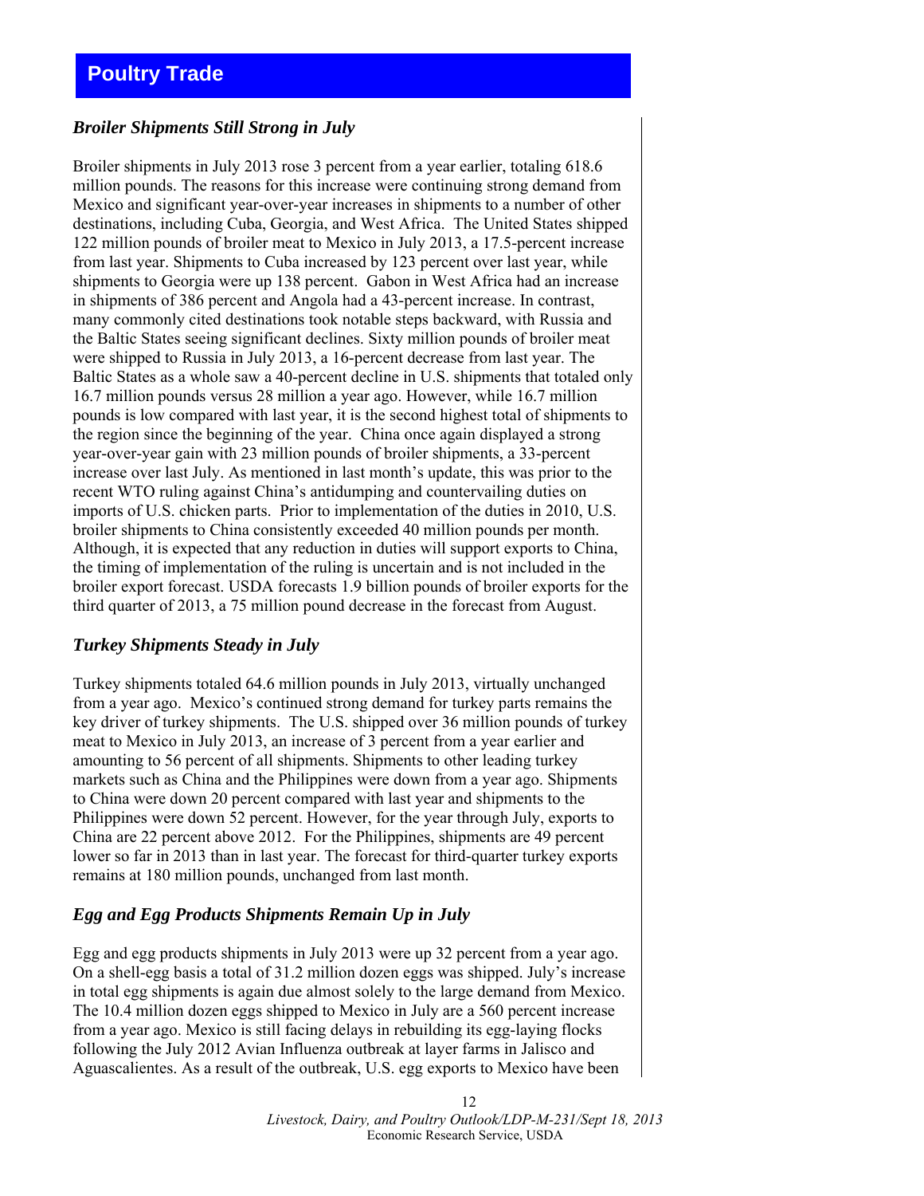# Poultry Trade

## *Broiler Shipments Still Strong in July*

Broiler shipments in July 2013 rose 3 percent from a year earlier, totaling 618.6 million pounds. The reasons for this increase were continuing strong demand from Mexico and significant year-over-year increases in shipments to a number of other destinations, including Cuba, Georgia, and West Africa. The United States shipped 122 million pounds of broiler meat to Mexico in July 2013, a 17.5-percent increase from last year. Shipments to Cuba increased by 123 percent over last year, while shipments to Georgia were up 138 percent. Gabon in West Africa had an increase in shipments of 386 percent and Angola had a 43-percent increase. In contrast, many commonly cited destinations took notable steps backward, with Russia and the Baltic States seeing significant declines. Sixty million pounds of broiler meat were shipped to Russia in July 2013, a 16-percent decrease from last year. The Baltic States as a whole saw a 40-percent decline in U.S. shipments that totaled only 16.7 million pounds versus 28 million a year ago. However, while 16.7 million pounds is low compared with last year, it is the second highest total of shipments to the region since the beginning of the year. China once again displayed a strong year-over-year gain with 23 million pounds of broiler shipments, a 33-percent increase over last July. As mentioned in last month's update, this was prior to the recent WTO ruling against China's antidumping and countervailing duties on imports of U.S. chicken parts. Prior to implementation of the duties in 2010, U.S. broiler shipments to China consistently exceeded 40 million pounds per month. Although, it is expected that any reduction in duties will support exports to China, the timing of implementation of the ruling is uncertain and is not included in the broiler export forecast. USDA forecasts 1.9 billion pounds of broiler exports for the third quarter of 2013, a 75 million pound decrease in the forecast from August.

## *Turkey Shipments Steady in July*

Turkey shipments totaled 64.6 million pounds in July 2013, virtually unchanged from a year ago. Mexico's continued strong demand for turkey parts remains the key driver of turkey shipments. The U.S. shipped over 36 million pounds of turkey meat to Mexico in July 2013, an increase of 3 percent from a year earlier and amounting to 56 percent of all shipments. Shipments to other leading turkey markets such as China and the Philippines were down from a year ago. Shipments to China were down 20 percent compared with last year and shipments to the Philippines were down 52 percent. However, for the year through July, exports to China are 22 percent above 2012. For the Philippines, shipments are 49 percent lower so far in 2013 than in last year. The forecast for third-quarter turkey exports remains at 180 million pounds, unchanged from last month.

## *Egg and Egg Products Shipments Remain Up in July*

Egg and egg products shipments in July 2013 were up 32 percent from a year ago. On a shell-egg basis a total of 31.2 million dozen eggs was shipped. July's increase in total egg shipments is again due almost solely to the large demand from Mexico. The 10.4 million dozen eggs shipped to Mexico in July are a 560 percent increase from a year ago. Mexico is still facing delays in rebuilding its egg-laying flocks following the July 2012 Avian Influenza outbreak at layer farms in Jalisco and Aguascalientes. As a result of the outbreak, U.S. egg exports to Mexico have been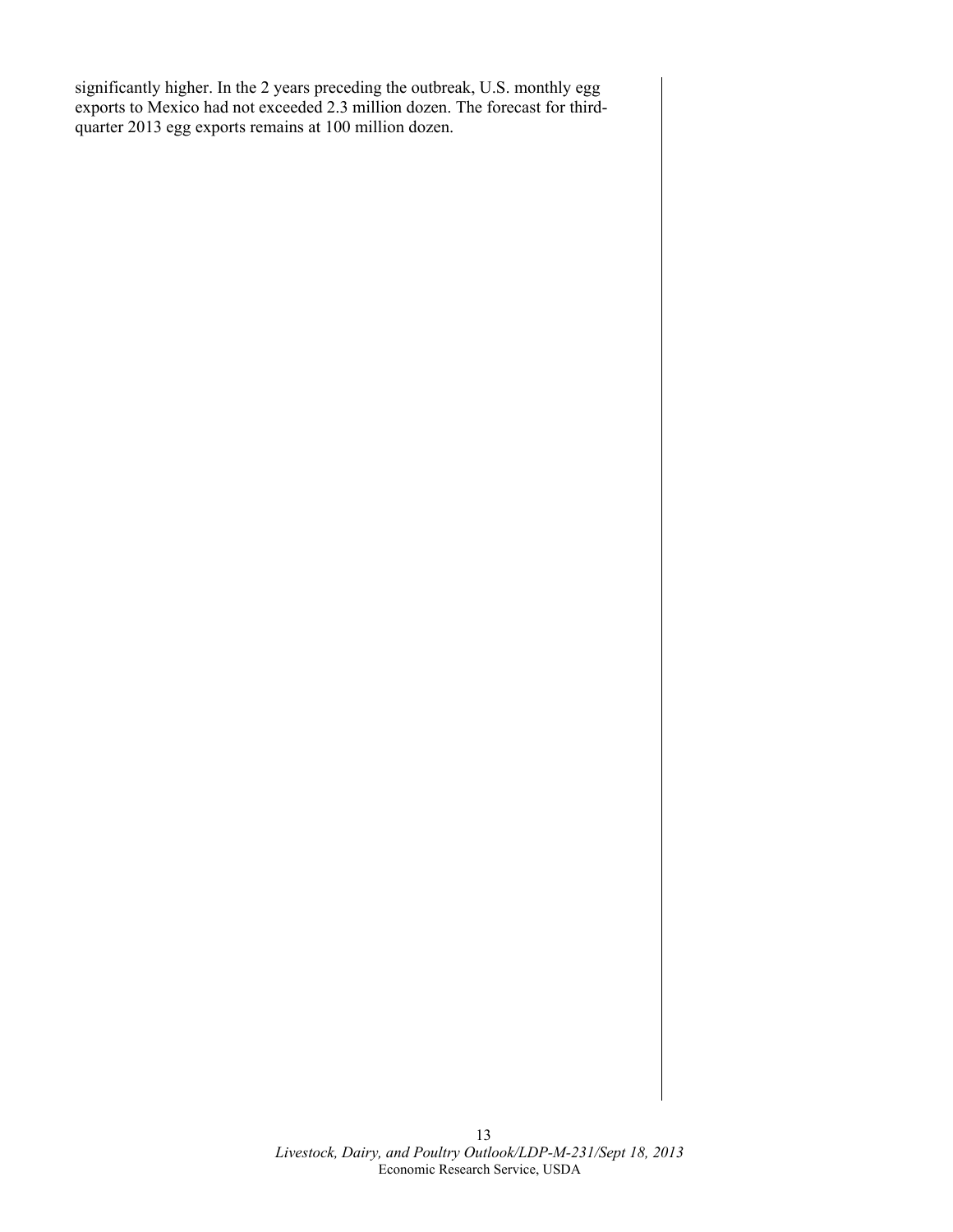significantly higher. In the 2 years preceding the outbreak, U.S. monthly egg exports to Mexico had not exceeded 2.3 million dozen. The forecast for third-quarter 2013 egg exports remains at 100 million dozen.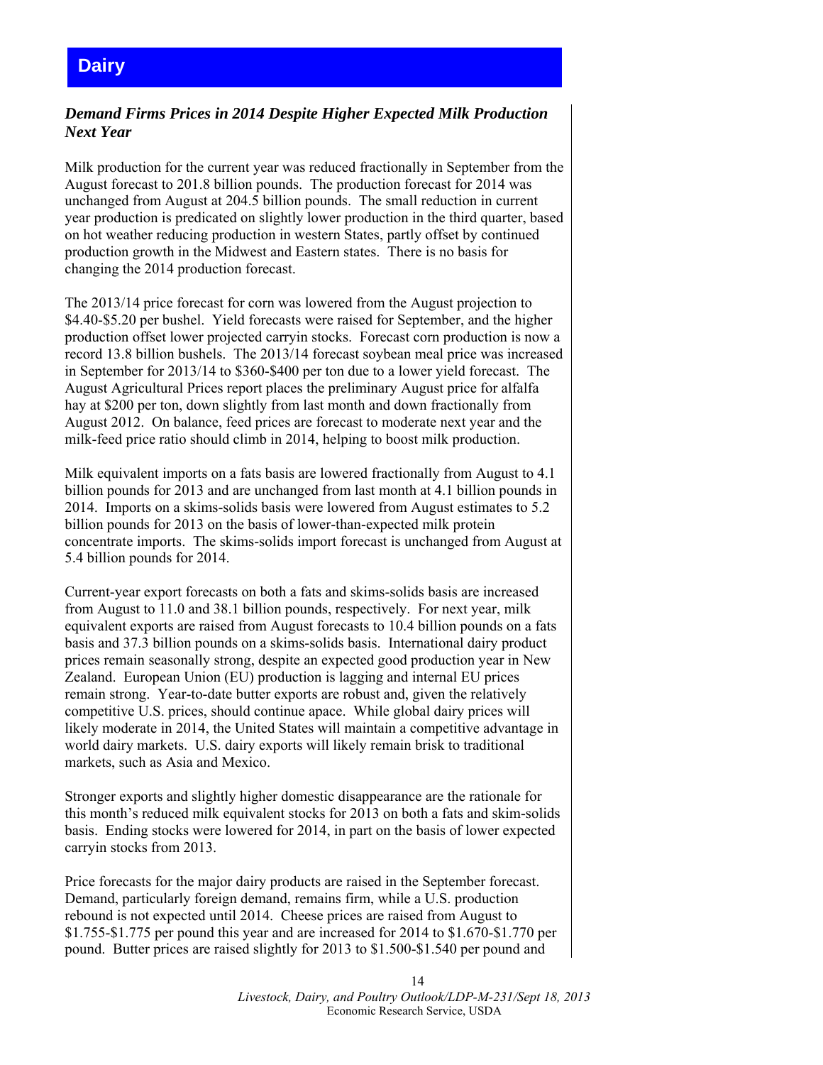# Dairy

***Demand Firms Prices in 2014 Despite Higher Expected Milk Production Next Year***

Milk production for the current year was reduced fractionally in September from the August forecast to 201.8 billion pounds. The production forecast for 2014 was unchanged from August at 204.5 billion pounds. The small reduction in current year production is predicated on slightly lower production in the third quarter, based on hot weather reducing production in western States, partly offset by continued production growth in the Midwest and Eastern states. There is no basis for changing the 2014 production forecast.

The 2013/14 price forecast for corn was lowered from the August projection to $4.40-$5.20 per bushel. Yield forecasts were raised for September, and the higher production offset lower projected carryin stocks. Forecast corn production is now a record 13.8 billion bushels. The 2013/14 forecast soybean meal price was increased in September for 2013/14 to $360-$400 per ton due to a lower yield forecast. The August Agricultural Prices report places the preliminary August price for alfalfa hay at $200 per ton, down slightly from last month and down fractionally from August 2012. On balance, feed prices are forecast to moderate next year and the milk-feed price ratio should climb in 2014, helping to boost milk production.

Milk equivalent imports on a fats basis are lowered fractionally from August to 4.1 billion pounds for 2013 and are unchanged from last month at 4.1 billion pounds in 2014. Imports on a skims-solids basis were lowered from August estimates to 5.2 billion pounds for 2013 on the basis of lower-than-expected milk protein concentrate imports. The skims-solids import forecast is unchanged from August at 5.4 billion pounds for 2014.

Current-year export forecasts on both a fats and skims-solids basis are increased from August to 11.0 and 38.1 billion pounds, respectively. For next year, milk equivalent exports are raised from August forecasts to 10.4 billion pounds on a fats basis and 37.3 billion pounds on a skims-solids basis. International dairy product prices remain seasonally strong, despite an expected good production year in New Zealand. European Union (EU) production is lagging and internal EU prices remain strong. Year-to-date butter exports are robust and, given the relatively competitive U.S. prices, should continue apace. While global dairy prices will likely moderate in 2014, the United States will maintain a competitive advantage in world dairy markets. U.S. dairy exports will likely remain brisk to traditional markets, such as Asia and Mexico.

Stronger exports and slightly higher domestic disappearance are the rationale for this month's reduced milk equivalent stocks for 2013 on both a fats and skim-solids basis. Ending stocks were lowered for 2014, in part on the basis of lower expected carryin stocks from 2013.

Price forecasts for the major dairy products are raised in the September forecast. Demand, particularly foreign demand, remains firm, while a U.S. production rebound is not expected until 2014. Cheese prices are raised from August to $1.755-$1.775 per pound this year and are increased for 2014 to $1.670-$1.770 per pound. Butter prices are raised slightly for 2013 to $1.500-$1.540 per pound and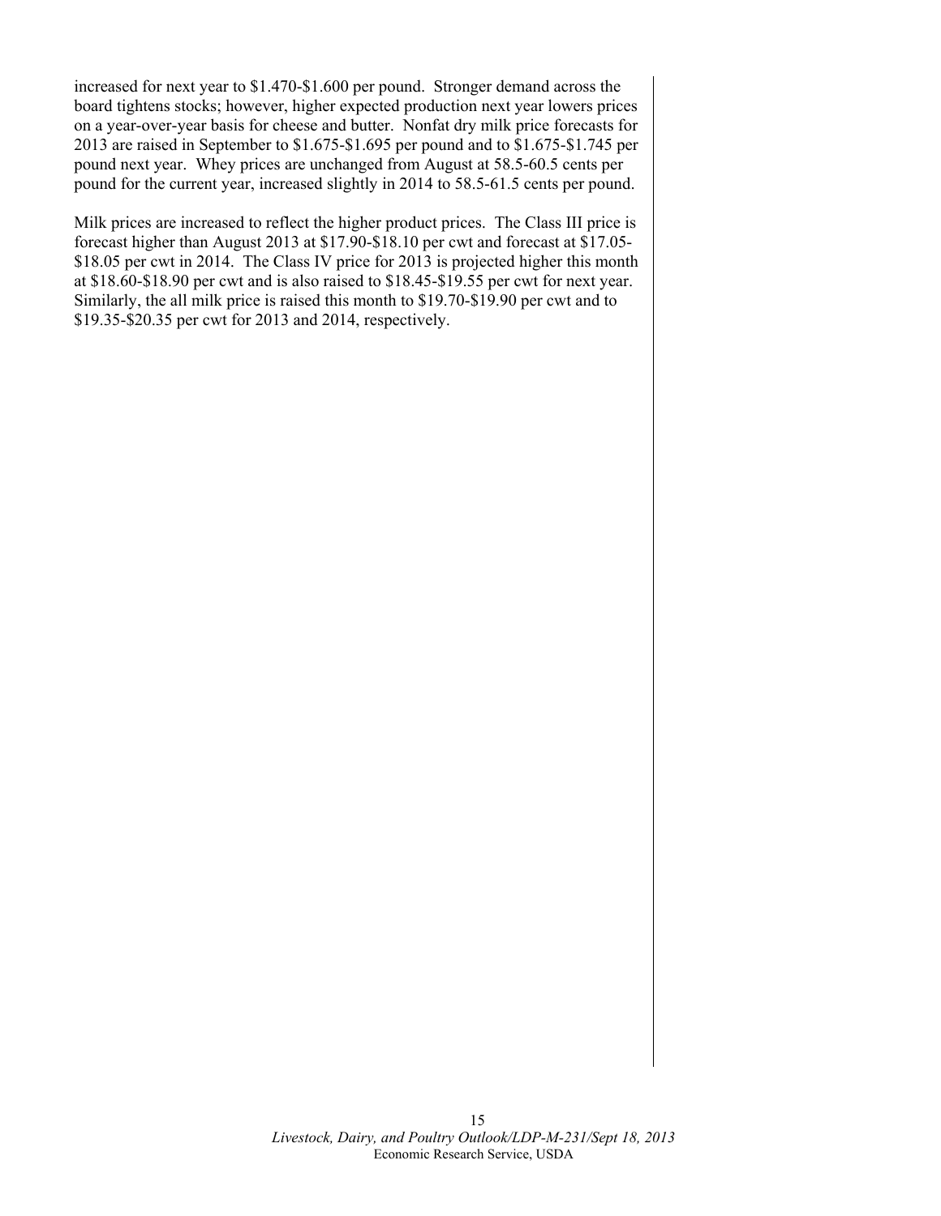increased for next year to $1.470-$1.600 per pound. Stronger demand across the board tightens stocks; however, higher expected production next year lowers prices on a year-over-year basis for cheese and butter. Nonfat dry milk price forecasts for 2013 are raised in September to $1.675-$1.695 per pound and to $1.675-$1.745 per pound next year. Whey prices are unchanged from August at 58.5-60.5 cents per pound for the current year, increased slightly in 2014 to 58.5-61.5 cents per pound.

Milk prices are increased to reflect the higher product prices. The Class III price is forecast higher than August 2013 at $17.90-$18.10 per cwt and forecast at $17.05-$18.05 per cwt in 2014. The Class IV price for 2013 is projected higher this month at $18.60-$18.90 per cwt and is also raised to $18.45-$19.55 per cwt for next year. Similarly, the all milk price is raised this month to $19.70-$19.90 per cwt and to $19.35-$20.35 per cwt for 2013 and 2014, respectively.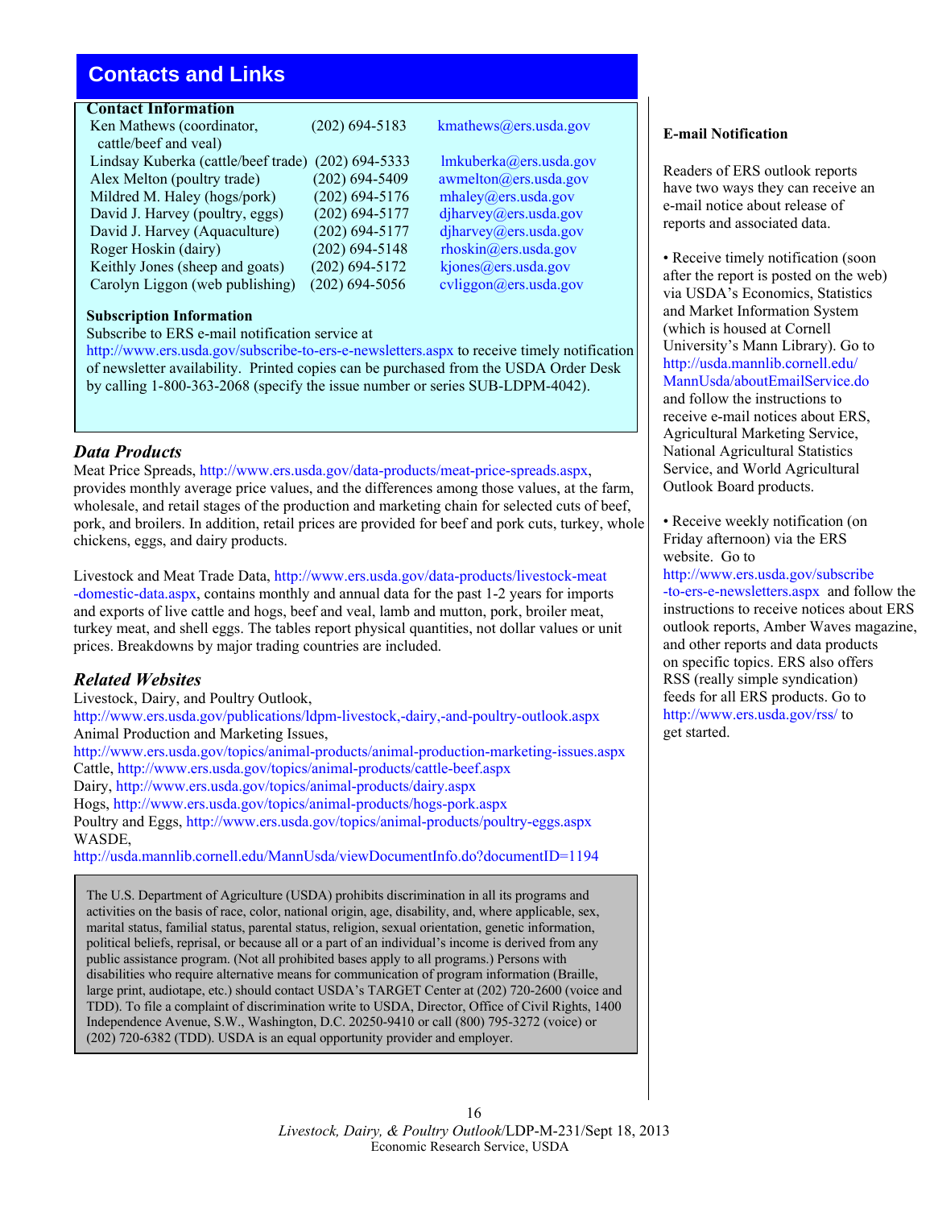## Contacts and Links

**Contact Information**

| | | |
|---|---|---|
| Ken Mathews (coordinator, cattle/beef and veal) | (202) 694-5183 | kmathews@ers.usda.gov |
| Lindsay Kuberka (cattle/beef trade) | (202) 694-5333 | lmkuberka@ers.usda.gov |
| Alex Melton (poultry trade) | (202) 694-5409 | awmelton@ers.usda.gov |
| Mildred M. Haley (hogs/pork) | (202) 694-5176 | mhaley@ers.usda.gov |
| David J. Harvey (poultry, eggs) | (202) 694-5177 | djharvey@ers.usda.gov |
| David J. Harvey (Aquaculture) | (202) 694-5177 | djharvey@ers.usda.gov |
| Roger Hoskin (dairy) | (202) 694-5148 | rhoskin@ers.usda.gov |
| Keithly Jones (sheep and goats) | (202) 694-5172 | kjones@ers.usda.gov |
| Carolyn Liggon (web publishing) | (202) 694-5056 | cvliggon@ers.usda.gov |

**Subscription Information**

Subscribe to ERS e-mail notification service at http://www.ers.usda.gov/subscribe-to-ers-e-newsletters.aspx to receive timely notification of newsletter availability. Printed copies can be purchased from the USDA Order Desk by calling 1-800-363-2068 (specify the issue number or series SUB-LDPM-4042).

### *Data Products*

Meat Price Spreads, http://www.ers.usda.gov/data-products/meat-price-spreads.aspx, provides monthly average price values, and the differences among those values, at the farm, wholesale, and retail stages of the production and marketing chain for selected cuts of beef, pork, and broilers. In addition, retail prices are provided for beef and pork cuts, turkey, whole chickens, eggs, and dairy products.

Livestock and Meat Trade Data, http://www.ers.usda.gov/data-products/livestock-meat-domestic-data.aspx, contains monthly and annual data for the past 1-2 years for imports and exports of live cattle and hogs, beef and veal, lamb and mutton, pork, broiler meat, turkey meat, and shell eggs. The tables report physical quantities, not dollar values or unit prices. Breakdowns by major trading countries are included.

### *Related Websites*

Livestock, Dairy, and Poultry Outlook,
http://www.ers.usda.gov/publications/ldpm-livestock,-dairy,-and-poultry-outlook.aspx
Animal Production and Marketing Issues,
http://www.ers.usda.gov/topics/animal-products/animal-production-marketing-issues.aspx
Cattle, http://www.ers.usda.gov/topics/animal-products/cattle-beef.aspx
Dairy, http://www.ers.usda.gov/topics/animal-products/dairy.aspx
Hogs, http://www.ers.usda.gov/topics/animal-products/hogs-pork.aspx
Poultry and Eggs, http://www.ers.usda.gov/topics/animal-products/poultry-eggs.aspx
WASDE,
http://usda.mannlib.cornell.edu/MannUsda/viewDocumentInfo.do?documentID=1194

The U.S. Department of Agriculture (USDA) prohibits discrimination in all its programs and activities on the basis of race, color, national origin, age, disability, and, where applicable, sex, marital status, familial status, parental status, religion, sexual orientation, genetic information, political beliefs, reprisal, or because all or a part of an individual's income is derived from any public assistance program. (Not all prohibited bases apply to all programs.) Persons with disabilities who require alternative means for communication of program information (Braille, large print, audiotape, etc.) should contact USDA's TARGET Center at (202) 720-2600 (voice and TDD). To file a complaint of discrimination write to USDA, Director, Office of Civil Rights, 1400 Independence Avenue, S.W., Washington, D.C. 20250-9410 or call (800) 795-3272 (voice) or (202) 720-6382 (TDD). USDA is an equal opportunity provider and employer.

**E-mail Notification**

Readers of ERS outlook reports have two ways they can receive an e-mail notice about release of reports and associated data.

- Receive timely notification (soon after the report is posted on the web) via USDA's Economics, Statistics and Market Information System (which is housed at Cornell University's Mann Library). Go to http://usda.mannlib.cornell.edu/MannUsda/aboutEmailService.do and follow the instructions to receive e-mail notices about ERS, Agricultural Marketing Service, National Agricultural Statistics Service, and World Agricultural Outlook Board products.

- Receive weekly notification (on Friday afternoon) via the ERS website. Go to http://www.ers.usda.gov/subscribe-to-ers-e-newsletters.aspx and follow the instructions to receive notices about ERS outlook reports, Amber Waves magazine, and other reports and data products on specific topics. ERS also offers RSS (really simple syndication) feeds for all ERS products. Go to http://www.ers.usda.gov/rss/ to get started.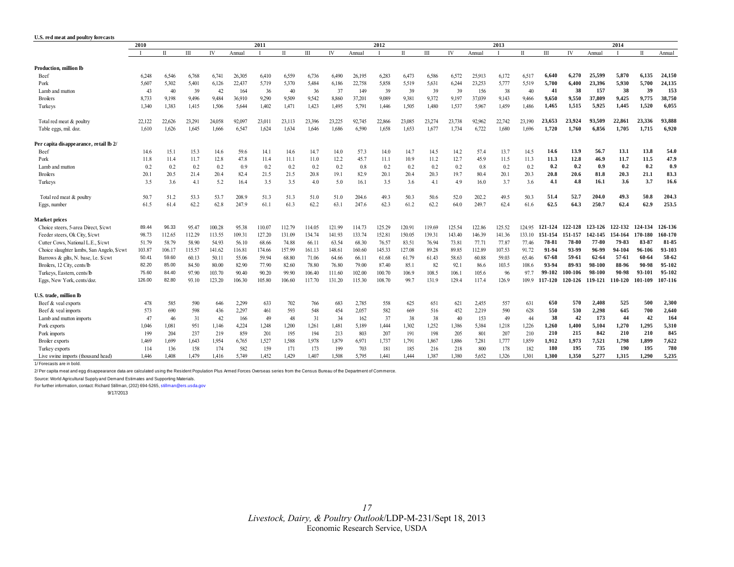**U.S. red meat and poultry forecasts**

| | 2010 | | | | | 2011 | | | | | 2012 | | | | | 2013 | | | | | 2014 | | |
|---|---|---|---|---|---|---|---|---|---|---|---|---|---|---|---|---|---|---|---|---|---|---|---|
| | I | II | III | IV | Annual | I | II | III | IV | Annual | I | II | III | IV | Annual | I | II | III | IV | Annual | I | II | Annual |
| **Production, million lb** | | | | | | | | | | | | | | | | | | | | | | | |
| Beef | 6,248 | 6,546 | 6,768 | 6,741 | 26,305 | 6,410 | 6,559 | 6,736 | 6,490 | 26,195 | 6,283 | 6,473 | 6,586 | 6,572 | 25,913 | 6,172 | 6,517 | **6,640** | **6,270** | **25,599** | **5,870** | **6,135** | **24,150** |
| Pork | 5,607 | 5,302 | 5,401 | 6,126 | 22,437 | 5,719 | 5,370 | 5,484 | 6,186 | 22,758 | 5,858 | 5,519 | 5,631 | 6,244 | 23,253 | 5,777 | 5,519 | **5,700** | **6,400** | **23,396** | **5,930** | **5,700** | **24,135** |
| Lamb and mutton | 43 | 40 | 39 | 42 | 164 | 36 | 40 | 36 | 37 | 149 | 39 | 39 | 39 | 39 | 156 | 38 | 40 | **41** | **38** | **157** | **38** | **39** | **153** |
| Broilers | 8,733 | 9,198 | 9,496 | 9,484 | 36,910 | 9,290 | 9,509 | 9,542 | 8,860 | 37,201 | 9,089 | 9,381 | 9,372 | 9,197 | 37,039 | 9,143 | 9,466 | **9,650** | **9,550** | **37,809** | **9,425** | **9,775** | **38,750** |
| Turkeys | 1,340 | 1,383 | 1,415 | 1,506 | 5,644 | 1,402 | 1,471 | 1,423 | 1,495 | 5,791 | 1,446 | 1,505 | 1,480 | 1,537 | 5,967 | 1,459 | 1,486 | **1,465** | **1,515** | **5,925** | **1,445** | **1,520** | **6,055** |
| Total red meat & poultry | 22,122 | 22,626 | 23,291 | 24,058 | 92,097 | 23,011 | 23,113 | 23,396 | 23,225 | 92,745 | 22,866 | 23,085 | 23,274 | 23,738 | 92,962 | 22,742 | 23,190 | **23,653** | **23,924** | **93,509** | **22,861** | **23,336** | **93,888** |
| Table eggs, mil. doz. | 1,610 | 1,626 | 1,645 | 1,666 | 6,547 | 1,624 | 1,634 | 1,646 | 1,686 | 6,590 | 1,658 | 1,653 | 1,677 | 1,734 | 6,722 | 1,680 | 1,696 | **1,720** | **1,760** | **6,856** | **1,705** | **1,715** | **6,920** |
| **Per capita disappearance, retail lb 2/** | | | | | | | | | | | | | | | | | | | | | | | |
| Beef | 14.6 | 15.1 | 15.3 | 14.6 | 59.6 | 14.1 | 14.6 | 14.7 | 14.0 | 57.3 | 14.0 | 14.7 | 14.5 | 14.2 | 57.4 | 13.7 | 14.5 | **14.6** | **13.9** | **56.7** | **13.1** | **13.8** | **54.0** |
| Pork | 11.8 | 11.4 | 11.7 | 12.8 | 47.8 | 11.4 | 11.1 | 11.0 | 12.2 | 45.7 | 11.1 | 10.9 | 11.2 | 12.7 | 45.9 | 11.5 | 11.3 | **11.3** | **12.8** | **46.9** | **11.7** | **11.5** | **47.9** |
| Lamb and mutton | 0.2 | 0.2 | 0.2 | 0.2 | 0.9 | 0.2 | 0.2 | 0.2 | 0.2 | 0.8 | 0.2 | 0.2 | 0.2 | 0.2 | 0.8 | 0.2 | 0.2 | **0.2** | **0.2** | **0.9** | **0.2** | **0.2** | **0.9** |
| Broilers | 20.1 | 20.5 | 21.4 | 20.4 | 82.4 | 21.5 | 21.5 | 20.8 | 19.1 | 82.9 | 20.1 | 20.4 | 20.3 | 19.7 | 80.4 | 20.1 | 20.3 | **20.8** | **20.6** | **81.8** | **20.3** | **21.1** | **83.3** |
| Turkeys | 3.5 | 3.6 | 4.1 | 5.2 | 16.4 | 3.5 | 3.5 | 4.0 | 5.0 | 16.1 | 3.5 | 3.6 | 4.1 | 4.9 | 16.0 | 3.7 | 3.6 | **4.1** | **4.8** | **16.1** | **3.6** | **3.7** | **16.6** |
| Total red meat & poultry | 50.7 | 51.2 | 53.3 | 53.7 | 208.9 | 51.3 | 51.3 | 51.0 | 51.0 | 204.6 | 49.3 | 50.3 | 50.6 | 52.0 | 202.2 | 49.5 | 50.3 | **51.4** | **52.7** | **204.0** | **49.3** | **50.8** | **204.3** |
| Eggs, number | 61.5 | 61.4 | 62.2 | 62.8 | 247.9 | 61.1 | 61.3 | 62.2 | 63.1 | 247.6 | 62.3 | 61.2 | 62.2 | 64.0 | 249.7 | 62.4 | 61.6 | **62.5** | **64.3** | **250.7** | **62.4** | **62.9** | **253.5** |
| **Market prices** | | | | | | | | | | | | | | | | | | | | | | | |
| Choice steers, 5-area Direct, $/cwt | 89.44 | 96.33 | 95.47 | 100.28 | 95.38 | 110.07 | 112.79 | 114.05 | 121.99 | 114.73 | 125.29 | 120.91 | 119.69 | 125.54 | 122.86 | 125.52 | 124.95 | **121-124** | **122-128** | **123-126** | **122-132** | **124-134** | **126-136** |
| Feeder steers, Ok City, $/cwt | 98.73 | 112.65 | 112.29 | 113.55 | 109.31 | 127.20 | 131.09 | 134.74 | 141.93 | 133.74 | 152.81 | 150.05 | 139.31 | 143.40 | 146.39 | 141.36 | 133.10 | **151-154** | **151-157** | **142-145** | **154-164** | **170-180** | **160-170** |
| Cutter Cows, National L.E., $/cwt | 51.79 | 58.79 | 58.90 | 54.93 | 56.10 | 68.66 | 74.88 | 66.11 | 63.54 | 68.30 | 76.57 | 83.51 | 76.94 | 73.81 | 77.71 | 77.87 | 77.46 | **78-81** | **78-80** | **77-80** | **79-83** | **83-87** | **81-85** |
| Choice slaughter lambs, San Angelo, $/cwt | 103.87 | 106.17 | 115.57 | 141.62 | 116.81 | 174.66 | 157.99 | 161.13 | 148.61 | 160.60 | 145.33 | 127.08 | 89.28 | 89.85 | 112.89 | 107.53 | 91.72 | **91-94** | **93-99** | **96-99** | **94-104** | **96-106** | **93-103** |
| Barrows & gilts, N. base, l.e. $/cwt | 50.41 | 59.60 | 60.13 | 50.11 | 55.06 | 59.94 | 68.80 | 71.06 | 64.66 | 66.11 | 61.68 | 61.79 | 61.43 | 58.63 | 60.88 | 59.03 | 65.46 | **67-68** | **59-61** | **62-64** | **57-61** | **60-64** | **58-62** |
| Broilers, 12 City, cents/lb | 82.20 | 85.00 | 84.50 | 80.00 | 82.90 | 77.90 | 82.60 | 78.80 | 76.80 | 79.00 | 87.40 | 85.1 | 82 | 92.1 | 86.6 | 103.5 | 108.6 | **93-94** | **89-93** | **98-100** | **88-96** | **90-98** | **95-102** |
| Turkeys, Eastern, cents/lb | 75.60 | 84.40 | 97.90 | 103.70 | 90.40 | 90.20 | 99.90 | 106.40 | 111.60 | 102.00 | 100.70 | 106.9 | 108.5 | 106.1 | 105.6 | 96 | 97.7 | **99-102** | **100-106** | **98-100** | **90-98** | **93-101** | **95-102** |
| Eggs, New York, cents/doz. | 126.00 | 82.80 | 93.10 | 123.20 | 106.30 | 105.80 | 106.60 | 117.70 | 131.20 | 115.30 | 108.70 | 99.7 | 131.9 | 129.4 | 117.4 | 126.9 | 109.9 | **117-120** | **120-126** | **119-121** | **110-120** | **101-109** | **107-116** |
| **U.S. trade, million lb** | | | | | | | | | | | | | | | | | | | | | | | |
| Beef & veal exports | 478 | 585 | 590 | 646 | 2,299 | 633 | 702 | 766 | 683 | 2,785 | 558 | 625 | 651 | 621 | 2,455 | 557 | 631 | **650** | **570** | **2,408** | **525** | **500** | **2,300** |
| Beef & veal imports | 573 | 690 | 598 | 436 | 2,297 | 461 | 593 | 548 | 454 | 2,057 | 582 | 669 | 516 | 452 | 2,219 | 590 | 628 | **550** | **530** | **2,298** | **645** | **700** | **2,640** |
| Lamb and mutton imports | 47 | 46 | 31 | 42 | 166 | 49 | 48 | 31 | 34 | 162 | 37 | 38 | 38 | 40 | 153 | 49 | 44 | **38** | **42** | **173** | **44** | **42** | **164** |
| Pork exports | 1,046 | 1,081 | 951 | 1,146 | 4,224 | 1,248 | 1,200 | 1,261 | 1,481 | 5,189 | 1,444 | 1,302 | 1,252 | 1,386 | 5,384 | 1,218 | 1,226 | **1,260** | **1,400** | **5,104** | **1,270** | **1,295** | **5,310** |
| Pork imports | 199 | 204 | 237 | 219 | 859 | 201 | 195 | 194 | 213 | 803 | 207 | 191 | 198 | 205 | 801 | 207 | 210 | **210** | **215** | **842** | **210** | **210** | **845** |
| Broiler exports | 1,469 | 1,699 | 1,643 | 1,954 | 6,765 | 1,527 | 1,588 | 1,978 | 1,879 | 6,971 | 1,737 | 1,791 | 1,867 | 1,886 | 7,281 | 1,777 | 1,859 | **1,912** | **1,973** | **7,521** | **1,798** | **1,899** | **7,622** |
| Turkey exports | 114 | 136 | 158 | 174 | 582 | 159 | 171 | 173 | 199 | 703 | 181 | 185 | 216 | 218 | 800 | 178 | 182 | **180** | **195** | **735** | **190** | **195** | **780** |
| Live swine imports (thousand head) | 1,446 | 1,408 | 1,479 | 1,416 | 5,749 | 1,452 | 1,429 | 1,407 | 1,508 | 5,795 | 1,441 | 1,444 | 1,387 | 1,380 | 5,652 | 1,326 | 1,301 | **1,300** | **1,350** | **5,277** | **1,315** | **1,290** | **5,235** |

1/ Forecasts are in bold.

2/ Per capita meat and egg disappearance data are calculated using the Resident Population Plus Armed Forces Overseas series from the Census Bureau of the Department of Commerce.

Source: World Agricultural Supply and Demand Estimates and Supporting Materials.

For further information, contact: Richard Stillman, (202) 694-5265, stillman@ers.usda.gov

9/17/2013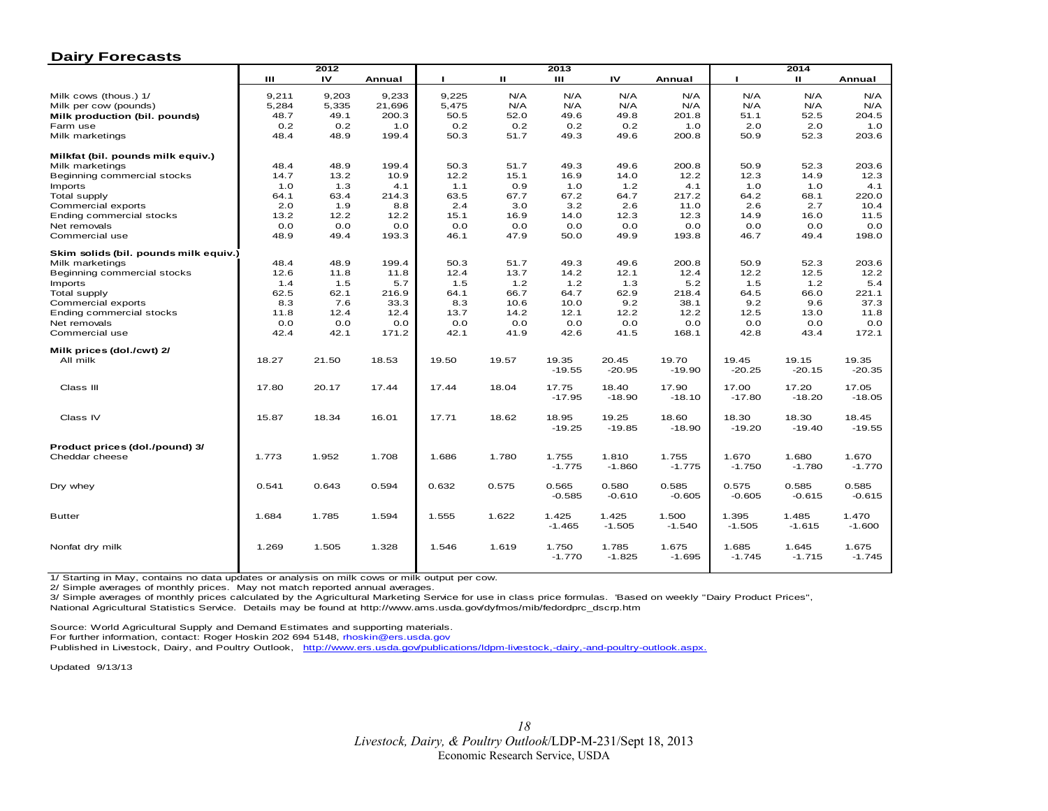## Dairy Forecasts

| | 2012 | | | 2013 | | | | | 2014 | | |
|---|---|---|---|---|---|---|---|---|---|---|---|
| | III | IV | Annual | I | II | III | IV | Annual | I | II | Annual |
| Milk cows (thous.) 1/ | 9,211 | 9,203 | 9,233 | 9,225 | N/A | N/A | N/A | N/A | N/A | N/A | N/A |
| Milk per cow (pounds) | 5,284 | 5,335 | 21,696 | 5,475 | N/A | N/A | N/A | N/A | N/A | N/A | N/A |
| **Milk production (bil. pounds)** | 48.7 | 49.1 | 200.3 | 50.5 | 52.0 | 49.6 | 49.8 | 201.8 | 51.1 | 52.5 | 204.5 |
| Farm use | 0.2 | 0.2 | 1.0 | 0.2 | 0.2 | 0.2 | 0.2 | 1.0 | 2.0 | 2.0 | 1.0 |
| Milk marketings | 48.4 | 48.9 | 199.4 | 50.3 | 51.7 | 49.3 | 49.6 | 200.8 | 50.9 | 52.3 | 203.6 |
| **Milkfat (bil. pounds milk equiv.)** | | | | | | | | | | | |
| Milk marketings | 48.4 | 48.9 | 199.4 | 50.3 | 51.7 | 49.3 | 49.6 | 200.8 | 50.9 | 52.3 | 203.6 |
| Beginning commercial stocks | 14.7 | 13.2 | 10.9 | 12.2 | 15.1 | 16.9 | 14.0 | 12.2 | 12.3 | 14.9 | 12.3 |
| Imports | 1.0 | 1.3 | 4.1 | 1.1 | 0.9 | 1.0 | 1.2 | 4.1 | 1.0 | 1.0 | 4.1 |
| Total supply | 64.1 | 63.4 | 214.3 | 63.5 | 67.7 | 67.2 | 64.7 | 217.2 | 64.2 | 68.1 | 220.0 |
| Commercial exports | 2.0 | 1.9 | 8.8 | 2.4 | 3.0 | 3.2 | 2.6 | 11.0 | 2.6 | 2.7 | 10.4 |
| Ending commercial stocks | 13.2 | 12.2 | 12.2 | 15.1 | 16.9 | 14.0 | 12.3 | 12.3 | 14.9 | 16.0 | 11.5 |
| Net removals | 0.0 | 0.0 | 0.0 | 0.0 | 0.0 | 0.0 | 0.0 | 0.0 | 0.0 | 0.0 | 0.0 |
| Commercial use | 48.9 | 49.4 | 193.3 | 46.1 | 47.9 | 50.0 | 49.9 | 193.8 | 46.7 | 49.4 | 198.0 |
| **Skim solids (bil. pounds milk equiv.)** | | | | | | | | | | | |
| Milk marketings | 48.4 | 48.9 | 199.4 | 50.3 | 51.7 | 49.3 | 49.6 | 200.8 | 50.9 | 52.3 | 203.6 |
| Beginning commercial stocks | 12.6 | 11.8 | 11.8 | 12.4 | 13.7 | 14.2 | 12.1 | 12.4 | 12.2 | 12.5 | 12.2 |
| Imports | 1.4 | 1.5 | 5.7 | 1.5 | 1.2 | 1.2 | 1.3 | 5.2 | 1.5 | 1.2 | 5.4 |
| Total supply | 62.5 | 62.1 | 216.9 | 64.1 | 66.7 | 64.7 | 62.9 | 218.4 | 64.5 | 66.0 | 221.1 |
| Commercial exports | 8.3 | 7.6 | 33.3 | 8.3 | 10.6 | 10.0 | 9.2 | 38.1 | 9.2 | 9.6 | 37.3 |
| Ending commercial stocks | 11.8 | 12.4 | 12.4 | 13.7 | 14.2 | 12.1 | 12.2 | 12.2 | 12.5 | 13.0 | 11.8 |
| Net removals | 0.0 | 0.0 | 0.0 | 0.0 | 0.0 | 0.0 | 0.0 | 0.0 | 0.0 | 0.0 | 0.0 |
| Commercial use | 42.4 | 42.1 | 171.2 | 42.1 | 41.9 | 42.6 | 41.5 | 168.1 | 42.8 | 43.4 | 172.1 |
| **Milk prices (dol./cwt) 2/** | | | | | | | | | | | |
| All milk | 18.27 | 21.50 | 18.53 | 19.50 | 19.57 | 19.35 -19.55 | 20.45 -20.95 | 19.70 -19.90 | 19.45 -20.25 | 19.15 -20.15 | 19.35 -20.35 |
| Class III | 17.80 | 20.17 | 17.44 | 17.44 | 18.04 | 17.75 -17.95 | 18.40 -18.90 | 17.90 -18.10 | 17.00 -17.80 | 17.20 -18.20 | 17.05 -18.05 |
| Class IV | 15.87 | 18.34 | 16.01 | 17.71 | 18.62 | 18.95 -19.25 | 19.25 -19.85 | 18.60 -18.90 | 18.30 -19.20 | 18.30 -19.40 | 18.45 -19.55 |
| **Product prices (dol./pound) 3/** | | | | | | | | | | | |
| Cheddar cheese | 1.773 | 1.952 | 1.708 | 1.686 | 1.780 | 1.755 -1.775 | 1.810 -1.860 | 1.755 -1.775 | 1.670 -1.750 | 1.680 -1.780 | 1.670 -1.770 |
| Dry whey | 0.541 | 0.643 | 0.594 | 0.632 | 0.575 | 0.565 -0.585 | 0.580 -0.610 | 0.585 -0.605 | 0.575 -0.605 | 0.585 -0.615 | 0.585 -0.615 |
| Butter | 1.684 | 1.785 | 1.594 | 1.555 | 1.622 | 1.425 -1.465 | 1.425 -1.505 | 1.500 -1.540 | 1.395 -1.505 | 1.485 -1.615 | 1.470 -1.600 |
| Nonfat dry milk | 1.269 | 1.505 | 1.328 | 1.546 | 1.619 | 1.750 -1.770 | 1.785 -1.825 | 1.675 -1.695 | 1.685 -1.745 | 1.645 -1.715 | 1.675 -1.745 |

1/ Starting in May, contains no data updates or analysis on milk cows or milk output per cow.

2/ Simple averages of monthly prices. May not match reported annual averages.

3/ Simple averages of monthly prices calculated by the Agricultural Marketing Service for use in class price formulas. 'Based on weekly "Dairy Product Prices", National Agricultural Statistics Service. Details may be found at http://www.ams.usda.gov/dyfmos/mib/fedordprc_dscrp.htm

Source: World Agricultural Supply and Demand Estimates and supporting materials.
For further information, contact: Roger Hoskin 202 694 5148, rhoskin@ers.usda.gov
Published in Livestock, Dairy, and Poultry Outlook, http://www.ers.usda.gov/publications/ldpm-livestock,-dairy,-and-poultry-outlook.aspx.

Updated 9/13/13